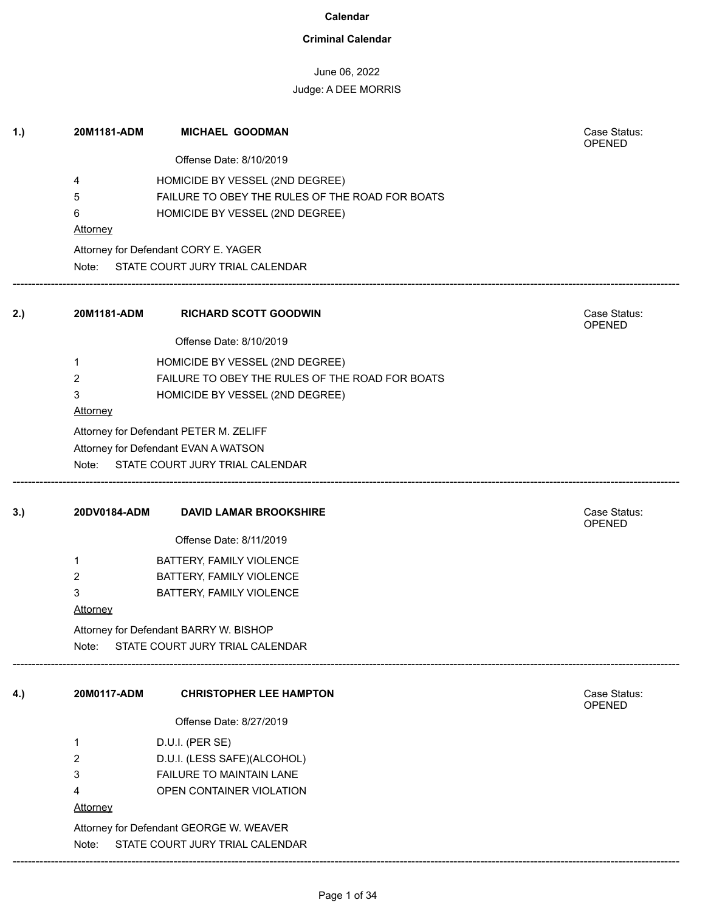# Calendar

## Criminal Calendar

June 06, 2022

Judge: A DEE MORRIS

---

**1.)** **20M1181-ADM** **MICHAEL GOODMAN** — Case Status: OPENED

Offense Date: 8/10/2019

| Count | Charge |
|---|---|
| 4 | HOMICIDE BY VESSEL (2ND DEGREE) |
| 5 | FAILURE TO OBEY THE RULES OF THE ROAD FOR BOATS |
| 6 | HOMICIDE BY VESSEL (2ND DEGREE) |

Attorney

Attorney for Defendant CORY E. YAGER

Note: STATE COURT JURY TRIAL CALENDAR

---

**2.)** **20M1181-ADM** **RICHARD SCOTT GOODWIN** — Case Status: OPENED

Offense Date: 8/10/2019

| Count | Charge |
|---|---|
| 1 | HOMICIDE BY VESSEL (2ND DEGREE) |
| 2 | FAILURE TO OBEY THE RULES OF THE ROAD FOR BOATS |
| 3 | HOMICIDE BY VESSEL (2ND DEGREE) |

Attorney

Attorney for Defendant PETER M. ZELIFF

Attorney for Defendant EVAN A WATSON

Note: STATE COURT JURY TRIAL CALENDAR

---

**3.)** **20DV0184-ADM** **DAVID LAMAR BROOKSHIRE** — Case Status: OPENED

Offense Date: 8/11/2019

| Count | Charge |
|---|---|
| 1 | BATTERY, FAMILY VIOLENCE |
| 2 | BATTERY, FAMILY VIOLENCE |
| 3 | BATTERY, FAMILY VIOLENCE |

Attorney

Attorney for Defendant BARRY W. BISHOP

Note: STATE COURT JURY TRIAL CALENDAR

---

**4.)** **20M0117-ADM** **CHRISTOPHER LEE HAMPTON** — Case Status: OPENED

Offense Date: 8/27/2019

| Count | Charge |
|---|---|
| 1 | D.U.I. (PER SE) |
| 2 | D.U.I. (LESS SAFE)(ALCOHOL) |
| 3 | FAILURE TO MAINTAIN LANE |
| 4 | OPEN CONTAINER VIOLATION |

Attorney

Attorney for Defendant GEORGE W. WEAVER

Note: STATE COURT JURY TRIAL CALENDAR

---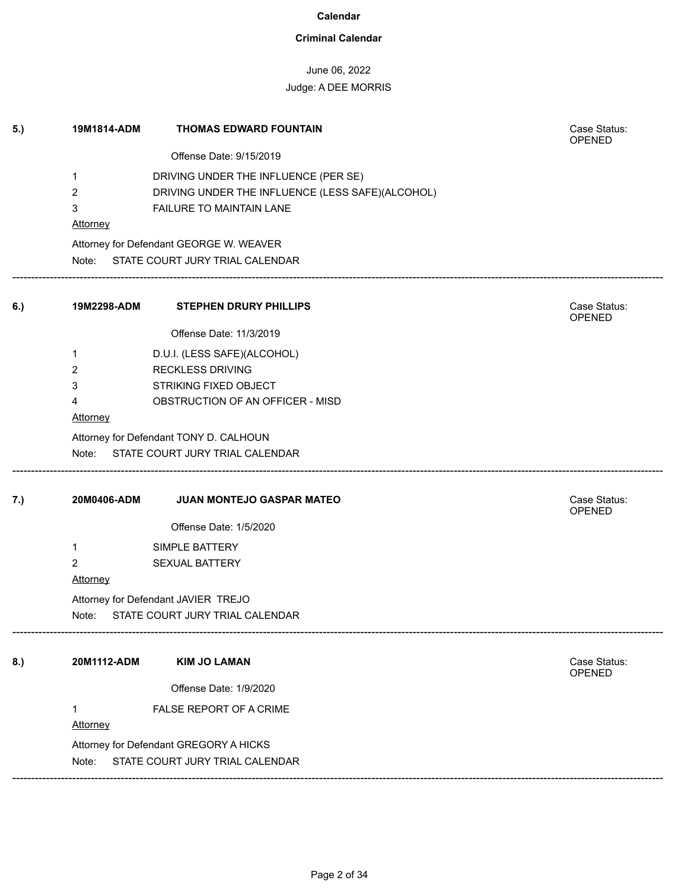**Calendar**

**Criminal Calendar**

June 06, 2022

Judge: A DEE MORRIS

---

**5.)** **19M1814-ADM** **THOMAS EDWARD FOUNTAIN** Case Status: OPENED

Offense Date: 9/15/2019

1 DRIVING UNDER THE INFLUENCE (PER SE)
2 DRIVING UNDER THE INFLUENCE (LESS SAFE)(ALCOHOL)
3 FAILURE TO MAINTAIN LANE

Attorney

Attorney for Defendant GEORGE W. WEAVER

Note: STATE COURT JURY TRIAL CALENDAR

---

**6.)** **19M2298-ADM** **STEPHEN DRURY PHILLIPS** Case Status: OPENED

Offense Date: 11/3/2019

1 D.U.I. (LESS SAFE)(ALCOHOL)
2 RECKLESS DRIVING
3 STRIKING FIXED OBJECT
4 OBSTRUCTION OF AN OFFICER - MISD

Attorney

Attorney for Defendant TONY D. CALHOUN

Note: STATE COURT JURY TRIAL CALENDAR

---

**7.)** **20M0406-ADM** **JUAN MONTEJO GASPAR MATEO** Case Status: OPENED

Offense Date: 1/5/2020

1 SIMPLE BATTERY
2 SEXUAL BATTERY

Attorney

Attorney for Defendant JAVIER TREJO

Note: STATE COURT JURY TRIAL CALENDAR

---

**8.)** **20M1112-ADM** **KIM JO LAMAN** Case Status: OPENED

Offense Date: 1/9/2020

1 FALSE REPORT OF A CRIME

Attorney

Attorney for Defendant GREGORY A HICKS

Note: STATE COURT JURY TRIAL CALENDAR

---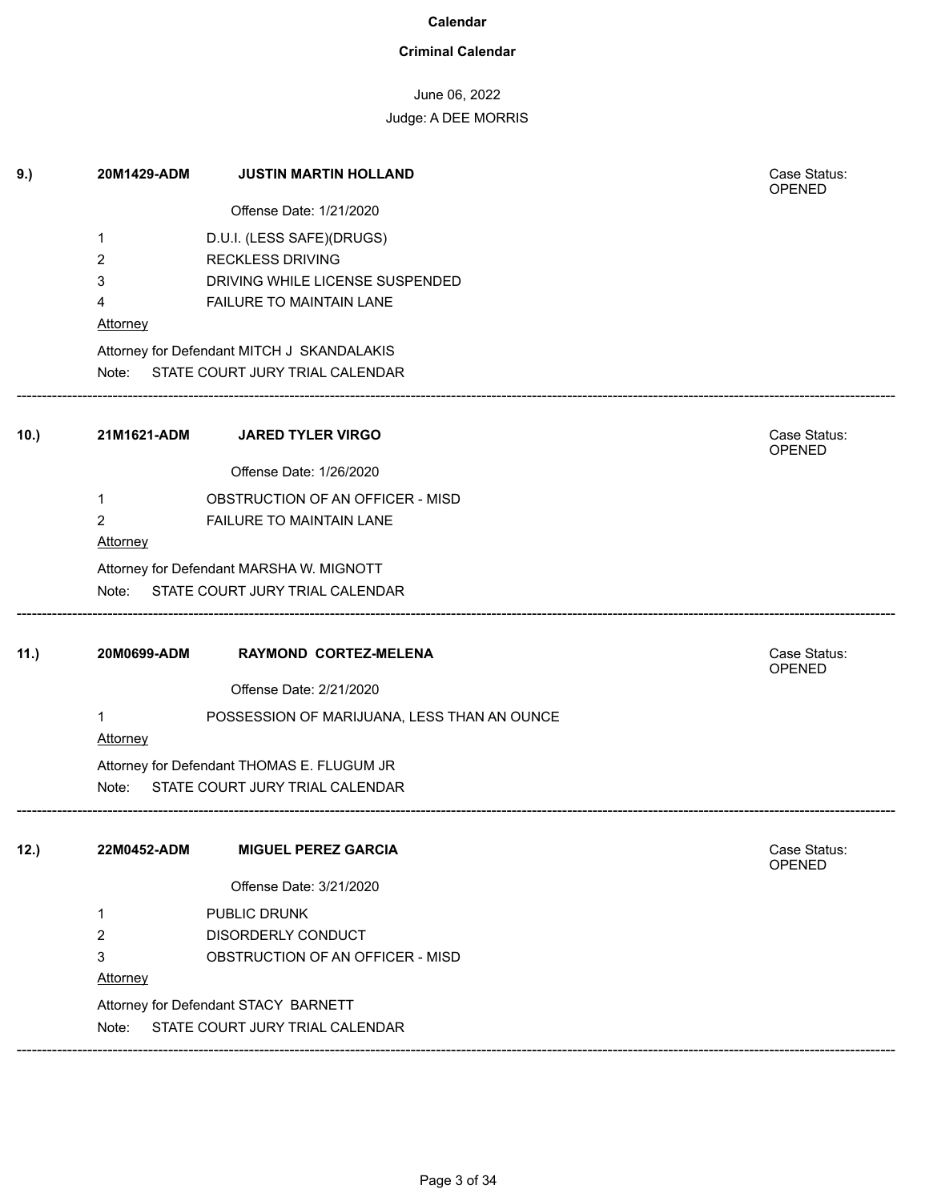# Calendar

## Criminal Calendar

June 06, 2022

Judge: A DEE MORRIS

---

**9.)** **20M1429-ADM** **JUSTIN MARTIN HOLLAND** — Case Status: OPENED

Offense Date: 1/21/2020

1 D.U.I. (LESS SAFE)(DRUGS)
2 RECKLESS DRIVING
3 DRIVING WHILE LICENSE SUSPENDED
4 FAILURE TO MAINTAIN LANE

Attorney

Attorney for Defendant MITCH J SKANDALAKIS

Note: STATE COURT JURY TRIAL CALENDAR

---

**10.)** **21M1621-ADM** **JARED TYLER VIRGO** — Case Status: OPENED

Offense Date: 1/26/2020

1 OBSTRUCTION OF AN OFFICER - MISD
2 FAILURE TO MAINTAIN LANE

Attorney

Attorney for Defendant MARSHA W. MIGNOTT

Note: STATE COURT JURY TRIAL CALENDAR

---

**11.)** **20M0699-ADM** **RAYMOND CORTEZ-MELENA** — Case Status: OPENED

Offense Date: 2/21/2020

1 POSSESSION OF MARIJUANA, LESS THAN AN OUNCE

Attorney

Attorney for Defendant THOMAS E. FLUGUM JR

Note: STATE COURT JURY TRIAL CALENDAR

---

**12.)** **22M0452-ADM** **MIGUEL PEREZ GARCIA** — Case Status: OPENED

Offense Date: 3/21/2020

1 PUBLIC DRUNK
2 DISORDERLY CONDUCT
3 OBSTRUCTION OF AN OFFICER - MISD

Attorney

Attorney for Defendant STACY BARNETT

Note: STATE COURT JURY TRIAL CALENDAR

---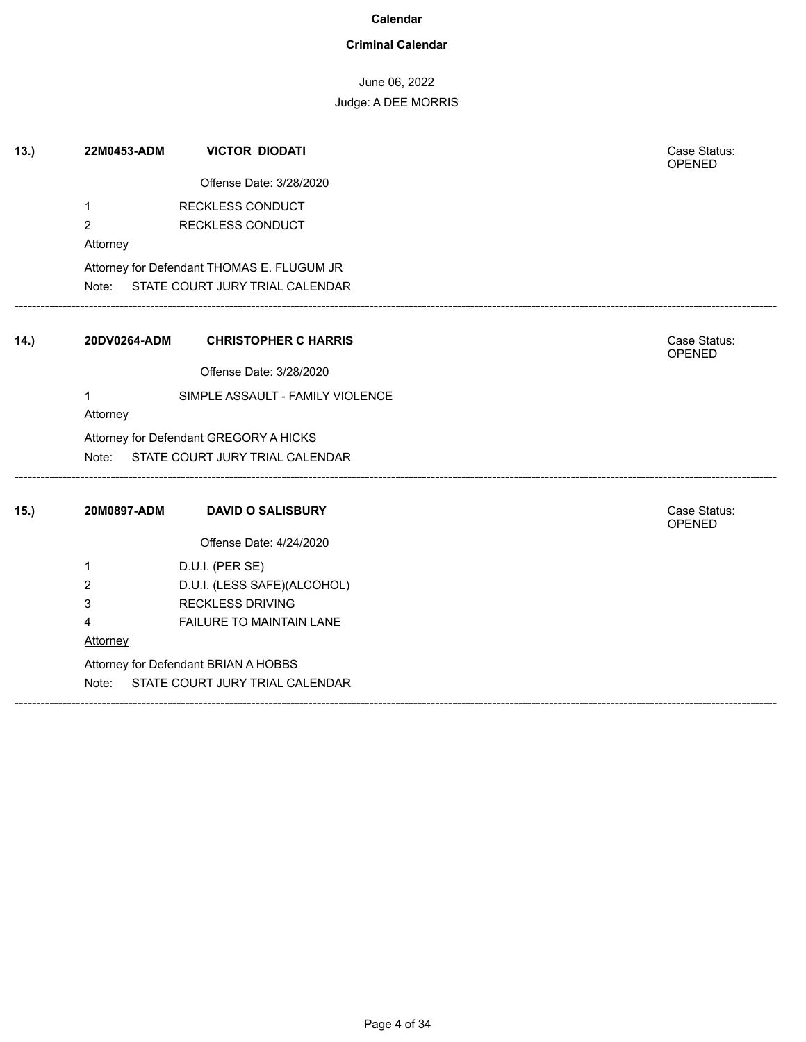**Calendar**

**Criminal Calendar**

June 06, 2022

Judge: A DEE MORRIS

**13.)** **22M0453-ADM** **VICTOR DIODATI** Case Status: OPENED

Offense Date: 3/28/2020

1 RECKLESS CONDUCT
2 RECKLESS CONDUCT

Attorney

Attorney for Defendant THOMAS E. FLUGUM JR

Note: STATE COURT JURY TRIAL CALENDAR

---

**14.)** **20DV0264-ADM** **CHRISTOPHER C HARRIS** Case Status: OPENED

Offense Date: 3/28/2020

1 SIMPLE ASSAULT - FAMILY VIOLENCE

Attorney

Attorney for Defendant GREGORY A HICKS

Note: STATE COURT JURY TRIAL CALENDAR

---

**15.)** **20M0897-ADM** **DAVID O SALISBURY** Case Status: OPENED

Offense Date: 4/24/2020

1 D.U.I. (PER SE)
2 D.U.I. (LESS SAFE)(ALCOHOL)
3 RECKLESS DRIVING
4 FAILURE TO MAINTAIN LANE

Attorney

Attorney for Defendant BRIAN A HOBBS

Note: STATE COURT JURY TRIAL CALENDAR

---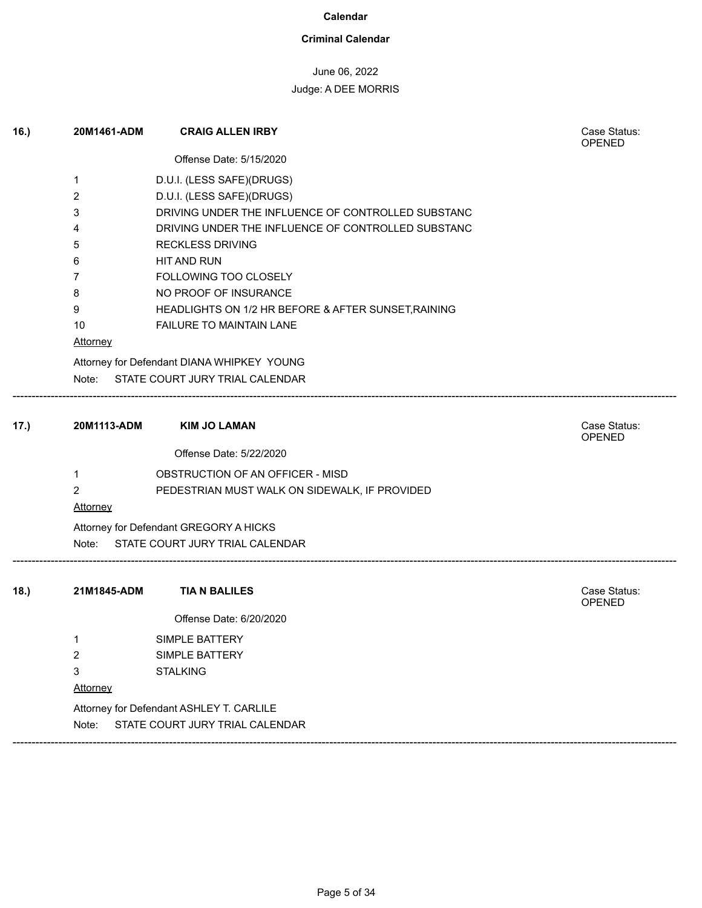# Calendar

## Criminal Calendar

June 06, 2022

Judge: A DEE MORRIS

---

**16.)** **20M1461-ADM** **CRAIG ALLEN IRBY**

Case Status: OPENED

Offense Date: 5/15/2020

| # | Charge |
|---|---|
| 1 | D.U.I. (LESS SAFE)(DRUGS) |
| 2 | D.U.I. (LESS SAFE)(DRUGS) |
| 3 | DRIVING UNDER THE INFLUENCE OF CONTROLLED SUBSTANC |
| 4 | DRIVING UNDER THE INFLUENCE OF CONTROLLED SUBSTANC |
| 5 | RECKLESS DRIVING |
| 6 | HIT AND RUN |
| 7 | FOLLOWING TOO CLOSELY |
| 8 | NO PROOF OF INSURANCE |
| 9 | HEADLIGHTS ON 1/2 HR BEFORE & AFTER SUNSET,RAINING |
| 10 | FAILURE TO MAINTAIN LANE |

Attorney

Attorney for Defendant DIANA WHIPKEY YOUNG

Note: STATE COURT JURY TRIAL CALENDAR

---

**17.)** **20M1113-ADM** **KIM JO LAMAN**

Case Status: OPENED

Offense Date: 5/22/2020

| # | Charge |
|---|---|
| 1 | OBSTRUCTION OF AN OFFICER - MISD |
| 2 | PEDESTRIAN MUST WALK ON SIDEWALK, IF PROVIDED |

Attorney

Attorney for Defendant GREGORY A HICKS

Note: STATE COURT JURY TRIAL CALENDAR

---

**18.)** **21M1845-ADM** **TIA N BALILES**

Case Status: OPENED

Offense Date: 6/20/2020

| # | Charge |
|---|---|
| 1 | SIMPLE BATTERY |
| 2 | SIMPLE BATTERY |
| 3 | STALKING |

Attorney

Attorney for Defendant ASHLEY T. CARLILE

Note: STATE COURT JURY TRIAL CALENDAR

---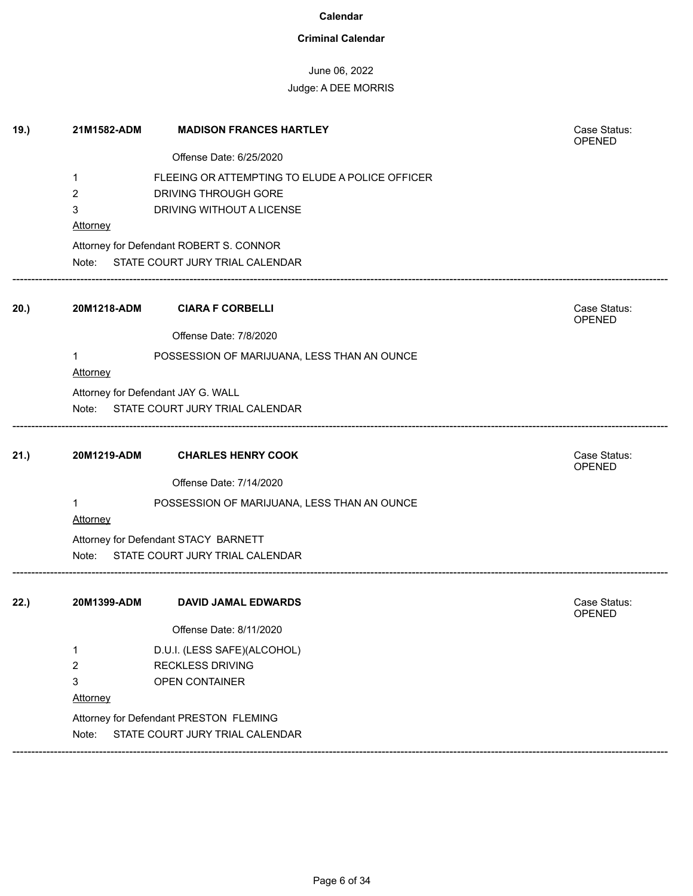**Calendar**

**Criminal Calendar**

June 06, 2022

Judge: A DEE MORRIS

**19.)** **21M1582-ADM** **MADISON FRANCES HARTLEY** Case Status: OPENED

Offense Date: 6/25/2020

1 FLEEING OR ATTEMPTING TO ELUDE A POLICE OFFICER
2 DRIVING THROUGH GORE
3 DRIVING WITHOUT A LICENSE

Attorney

Attorney for Defendant ROBERT S. CONNOR

Note: STATE COURT JURY TRIAL CALENDAR

---

**20.)** **20M1218-ADM** **CIARA F CORBELLI** Case Status: OPENED

Offense Date: 7/8/2020

1 POSSESSION OF MARIJUANA, LESS THAN AN OUNCE

Attorney

Attorney for Defendant JAY G. WALL

Note: STATE COURT JURY TRIAL CALENDAR

---

**21.)** **20M1219-ADM** **CHARLES HENRY COOK** Case Status: OPENED

Offense Date: 7/14/2020

1 POSSESSION OF MARIJUANA, LESS THAN AN OUNCE

Attorney

Attorney for Defendant STACY BARNETT

Note: STATE COURT JURY TRIAL CALENDAR

---

**22.)** **20M1399-ADM** **DAVID JAMAL EDWARDS** Case Status: OPENED

Offense Date: 8/11/2020

1 D.U.I. (LESS SAFE)(ALCOHOL)
2 RECKLESS DRIVING
3 OPEN CONTAINER

Attorney

Attorney for Defendant PRESTON FLEMING

Note: STATE COURT JURY TRIAL CALENDAR

---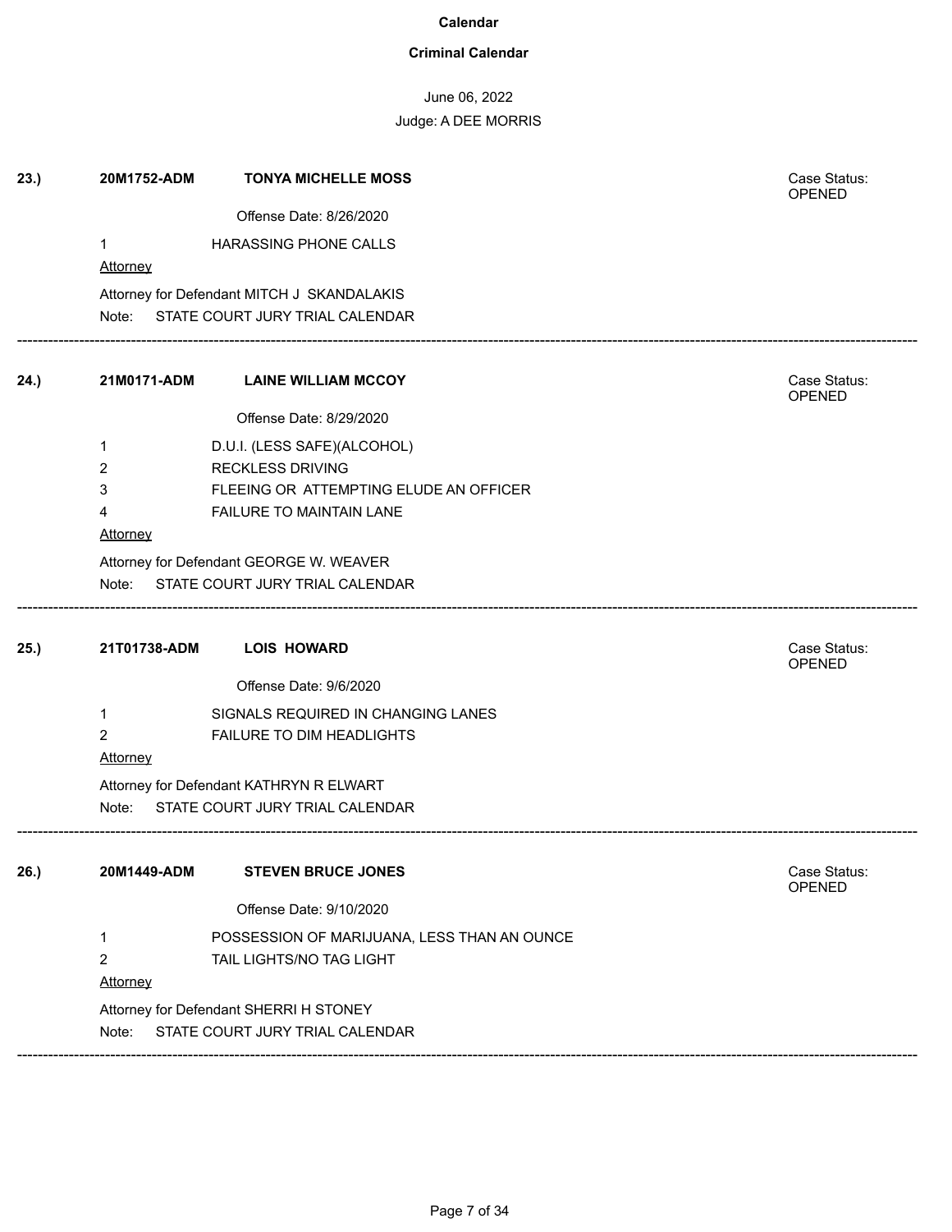**Calendar**

**Criminal Calendar**

June 06, 2022

Judge: A DEE MORRIS

**23.)** **20M1752-ADM** **TONYA MICHELLE MOSS** Case Status: OPENED

Offense Date: 8/26/2020

1 HARASSING PHONE CALLS

Attorney

Attorney for Defendant MITCH J SKANDALAKIS

Note: STATE COURT JURY TRIAL CALENDAR

---

**24.)** **21M0171-ADM** **LAINE WILLIAM MCCOY** Case Status: OPENED

Offense Date: 8/29/2020

1 D.U.I. (LESS SAFE)(ALCOHOL)

2 RECKLESS DRIVING

3 FLEEING OR ATTEMPTING ELUDE AN OFFICER

4 FAILURE TO MAINTAIN LANE

Attorney

Attorney for Defendant GEORGE W. WEAVER

Note: STATE COURT JURY TRIAL CALENDAR

---

**25.)** **21T01738-ADM** **LOIS HOWARD** Case Status: OPENED

Offense Date: 9/6/2020

1 SIGNALS REQUIRED IN CHANGING LANES

2 FAILURE TO DIM HEADLIGHTS

Attorney

Attorney for Defendant KATHRYN R ELWART

Note: STATE COURT JURY TRIAL CALENDAR

---

**26.)** **20M1449-ADM** **STEVEN BRUCE JONES** Case Status: OPENED

Offense Date: 9/10/2020

1 POSSESSION OF MARIJUANA, LESS THAN AN OUNCE

2 TAIL LIGHTS/NO TAG LIGHT

Attorney

Attorney for Defendant SHERRI H STONEY

Note: STATE COURT JURY TRIAL CALENDAR

---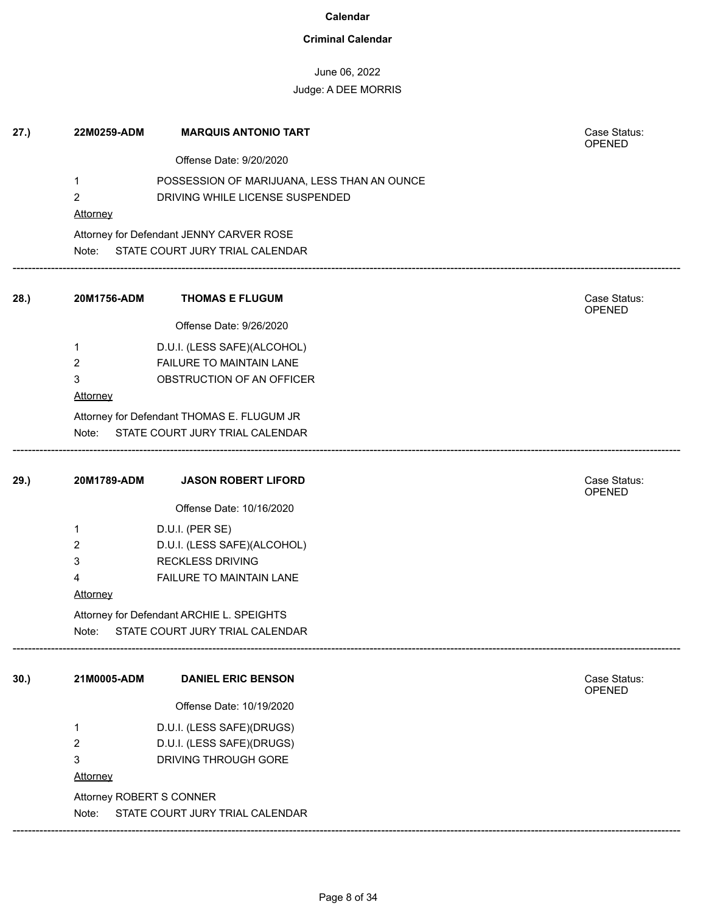**Calendar**

**Criminal Calendar**

June 06, 2022

Judge: A DEE MORRIS

**27.)** **22M0259-ADM** **MARQUIS ANTONIO TART** Case Status: OPENED

Offense Date: 9/20/2020

1 POSSESSION OF MARIJUANA, LESS THAN AN OUNCE
2 DRIVING WHILE LICENSE SUSPENDED

Attorney

Attorney for Defendant JENNY CARVER ROSE

Note: STATE COURT JURY TRIAL CALENDAR

---

**28.)** **20M1756-ADM** **THOMAS E FLUGUM** Case Status: OPENED

Offense Date: 9/26/2020

1 D.U.I. (LESS SAFE)(ALCOHOL)
2 FAILURE TO MAINTAIN LANE
3 OBSTRUCTION OF AN OFFICER

Attorney

Attorney for Defendant THOMAS E. FLUGUM JR

Note: STATE COURT JURY TRIAL CALENDAR

---

**29.)** **20M1789-ADM** **JASON ROBERT LIFORD** Case Status: OPENED

Offense Date: 10/16/2020

1 D.U.I. (PER SE)
2 D.U.I. (LESS SAFE)(ALCOHOL)
3 RECKLESS DRIVING
4 FAILURE TO MAINTAIN LANE

Attorney

Attorney for Defendant ARCHIE L. SPEIGHTS

Note: STATE COURT JURY TRIAL CALENDAR

---

**30.)** **21M0005-ADM** **DANIEL ERIC BENSON** Case Status: OPENED

Offense Date: 10/19/2020

1 D.U.I. (LESS SAFE)(DRUGS)
2 D.U.I. (LESS SAFE)(DRUGS)
3 DRIVING THROUGH GORE

Attorney

Attorney ROBERT S CONNER

Note: STATE COURT JURY TRIAL CALENDAR

---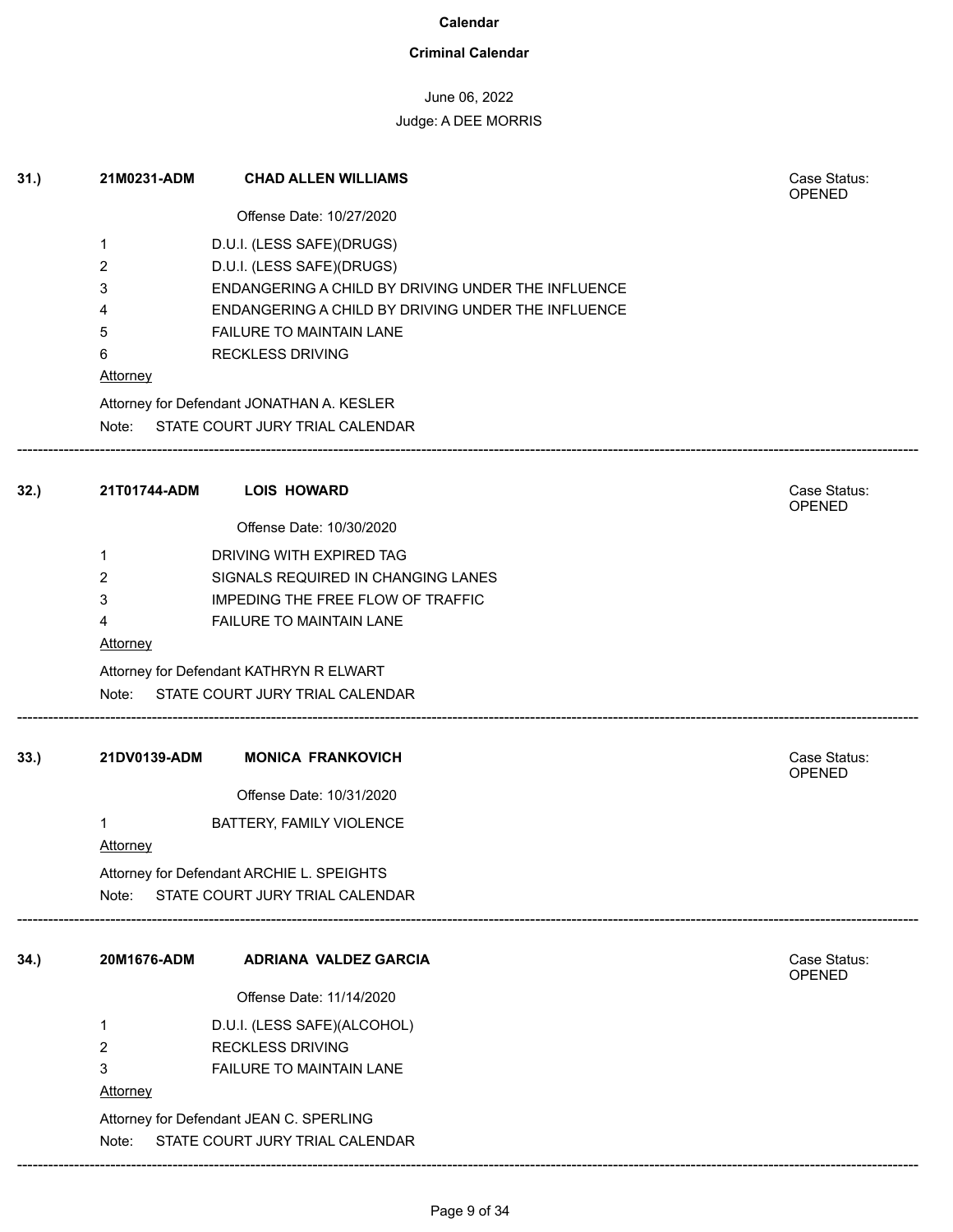# Calendar

## Criminal Calendar

June 06, 2022

Judge: A DEE MORRIS

---

**31.)** **21M0231-ADM** **CHAD ALLEN WILLIAMS**

Case Status: OPENED

Offense Date: 10/27/2020

1. D.U.I. (LESS SAFE)(DRUGS)
2. D.U.I. (LESS SAFE)(DRUGS)
3. ENDANGERING A CHILD BY DRIVING UNDER THE INFLUENCE
4. ENDANGERING A CHILD BY DRIVING UNDER THE INFLUENCE
5. FAILURE TO MAINTAIN LANE
6. RECKLESS DRIVING

Attorney

Attorney for Defendant JONATHAN A. KESLER

Note: STATE COURT JURY TRIAL CALENDAR

---

**32.)** **21T01744-ADM** **LOIS HOWARD**

Case Status: OPENED

Offense Date: 10/30/2020

1. DRIVING WITH EXPIRED TAG
2. SIGNALS REQUIRED IN CHANGING LANES
3. IMPEDING THE FREE FLOW OF TRAFFIC
4. FAILURE TO MAINTAIN LANE

Attorney

Attorney for Defendant KATHRYN R ELWART

Note: STATE COURT JURY TRIAL CALENDAR

---

**33.)** **21DV0139-ADM** **MONICA FRANKOVICH**

Case Status: OPENED

Offense Date: 10/31/2020

1. BATTERY, FAMILY VIOLENCE

Attorney

Attorney for Defendant ARCHIE L. SPEIGHTS

Note: STATE COURT JURY TRIAL CALENDAR

---

**34.)** **20M1676-ADM** **ADRIANA VALDEZ GARCIA**

Case Status: OPENED

Offense Date: 11/14/2020

1. D.U.I. (LESS SAFE)(ALCOHOL)
2. RECKLESS DRIVING
3. FAILURE TO MAINTAIN LANE

Attorney

Attorney for Defendant JEAN C. SPERLING

Note: STATE COURT JURY TRIAL CALENDAR

---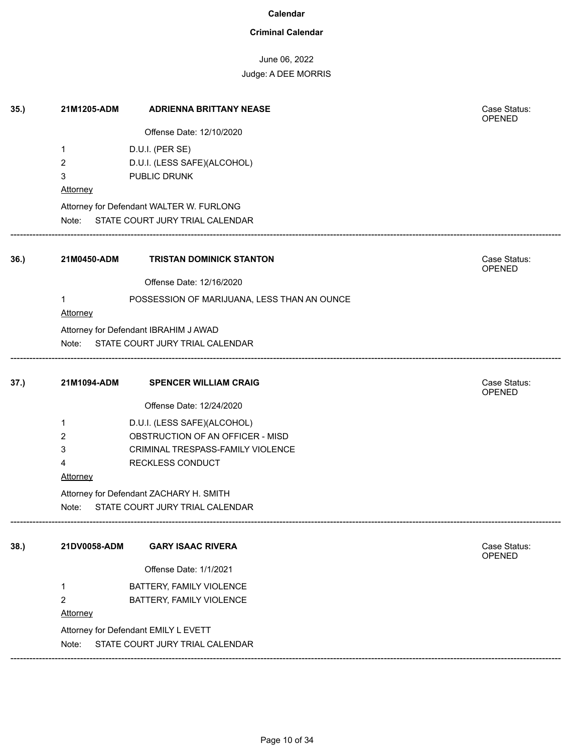**Calendar**

**Criminal Calendar**

June 06, 2022

Judge: A DEE MORRIS

---

**35.)** **21M1205-ADM** **ADRIENNA BRITTANY NEASE** Case Status: OPENED

Offense Date: 12/10/2020

1 D.U.I. (PER SE)
2 D.U.I. (LESS SAFE)(ALCOHOL)
3 PUBLIC DRUNK

Attorney

Attorney for Defendant WALTER W. FURLONG

Note: STATE COURT JURY TRIAL CALENDAR

---

**36.)** **21M0450-ADM** **TRISTAN DOMINICK STANTON** Case Status: OPENED

Offense Date: 12/16/2020

1 POSSESSION OF MARIJUANA, LESS THAN AN OUNCE

Attorney

Attorney for Defendant IBRAHIM J AWAD

Note: STATE COURT JURY TRIAL CALENDAR

---

**37.)** **21M1094-ADM** **SPENCER WILLIAM CRAIG** Case Status: OPENED

Offense Date: 12/24/2020

1 D.U.I. (LESS SAFE)(ALCOHOL)
2 OBSTRUCTION OF AN OFFICER - MISD
3 CRIMINAL TRESPASS-FAMILY VIOLENCE
4 RECKLESS CONDUCT

Attorney

Attorney for Defendant ZACHARY H. SMITH

Note: STATE COURT JURY TRIAL CALENDAR

---

**38.)** **21DV0058-ADM** **GARY ISAAC RIVERA** Case Status: OPENED

Offense Date: 1/1/2021

1 BATTERY, FAMILY VIOLENCE
2 BATTERY, FAMILY VIOLENCE

Attorney

Attorney for Defendant EMILY L EVETT

Note: STATE COURT JURY TRIAL CALENDAR

---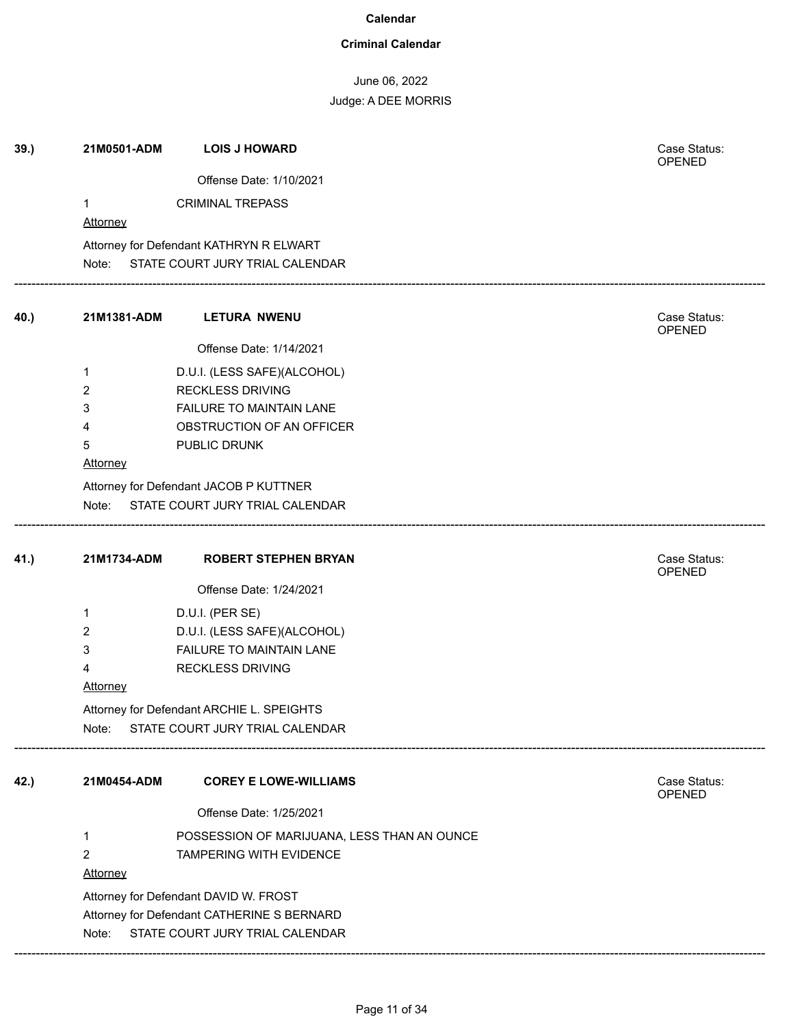**Calendar**

**Criminal Calendar**

June 06, 2022

Judge: A DEE MORRIS

**39.)** **21M0501-ADM** **LOIS J HOWARD** Case Status: OPENED

Offense Date: 1/10/2021

1 CRIMINAL TREPASS

Attorney

Attorney for Defendant KATHRYN R ELWART

Note: STATE COURT JURY TRIAL CALENDAR

---

**40.)** **21M1381-ADM** **LETURA NWENU** Case Status: OPENED

Offense Date: 1/14/2021

1 D.U.I. (LESS SAFE)(ALCOHOL)
2 RECKLESS DRIVING
3 FAILURE TO MAINTAIN LANE
4 OBSTRUCTION OF AN OFFICER
5 PUBLIC DRUNK

Attorney

Attorney for Defendant JACOB P KUTTNER

Note: STATE COURT JURY TRIAL CALENDAR

---

**41.)** **21M1734-ADM** **ROBERT STEPHEN BRYAN** Case Status: OPENED

Offense Date: 1/24/2021

1 D.U.I. (PER SE)
2 D.U.I. (LESS SAFE)(ALCOHOL)
3 FAILURE TO MAINTAIN LANE
4 RECKLESS DRIVING

Attorney

Attorney for Defendant ARCHIE L. SPEIGHTS

Note: STATE COURT JURY TRIAL CALENDAR

---

**42.)** **21M0454-ADM** **COREY E LOWE-WILLIAMS** Case Status: OPENED

Offense Date: 1/25/2021

1 POSSESSION OF MARIJUANA, LESS THAN AN OUNCE
2 TAMPERING WITH EVIDENCE

Attorney

Attorney for Defendant DAVID W. FROST
Attorney for Defendant CATHERINE S BERNARD

Note: STATE COURT JURY TRIAL CALENDAR

---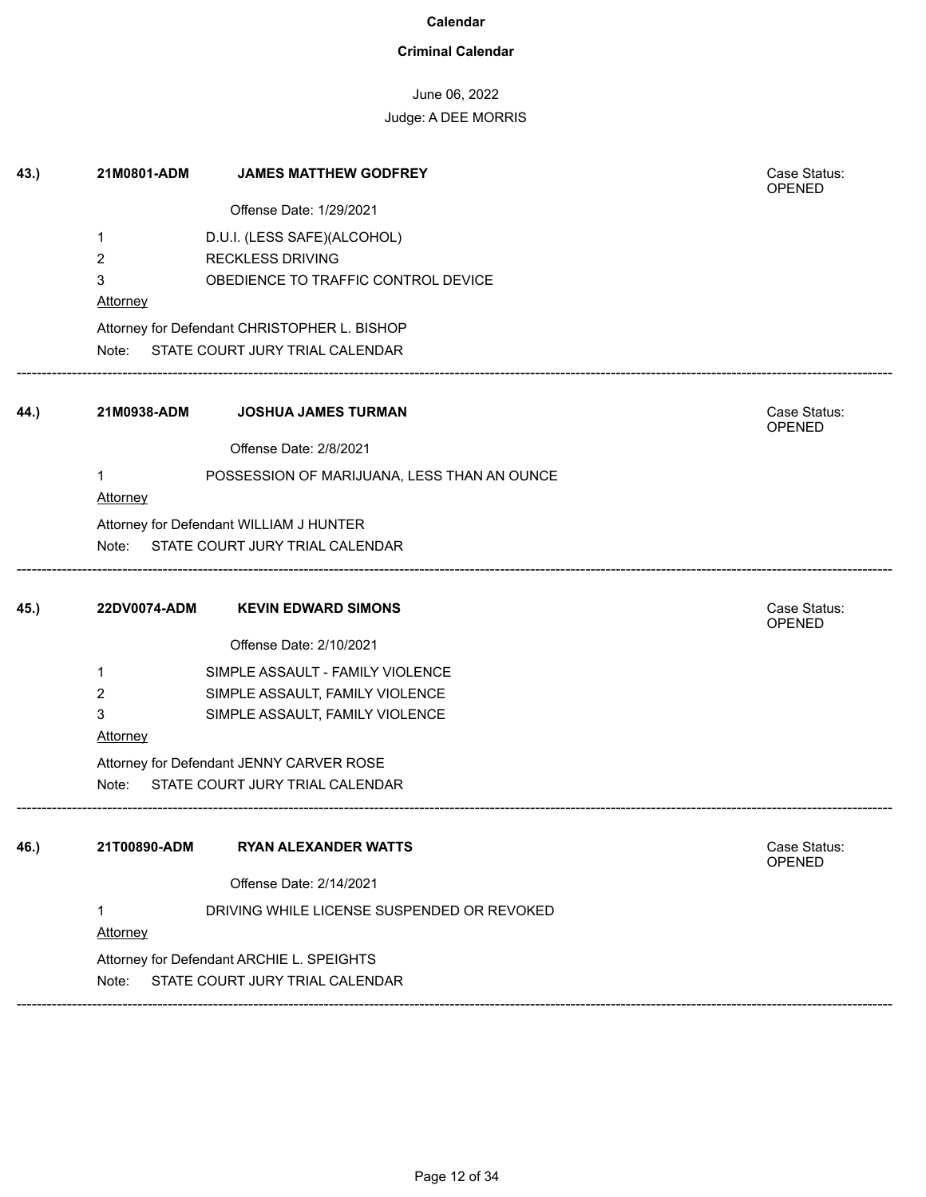**Calendar**

**Criminal Calendar**

June 06, 2022

Judge: A DEE MORRIS

**43.)** **21M0801-ADM** **JAMES MATTHEW GODFREY** Case Status: OPENED

Offense Date: 1/29/2021

1 D.U.I. (LESS SAFE)(ALCOHOL)
2 RECKLESS DRIVING
3 OBEDIENCE TO TRAFFIC CONTROL DEVICE

Attorney

Attorney for Defendant CHRISTOPHER L. BISHOP

Note: STATE COURT JURY TRIAL CALENDAR

---

**44.)** **21M0938-ADM** **JOSHUA JAMES TURMAN** Case Status: OPENED

Offense Date: 2/8/2021

1 POSSESSION OF MARIJUANA, LESS THAN AN OUNCE

Attorney

Attorney for Defendant WILLIAM J HUNTER

Note: STATE COURT JURY TRIAL CALENDAR

---

**45.)** **22DV0074-ADM** **KEVIN EDWARD SIMONS** Case Status: OPENED

Offense Date: 2/10/2021

1 SIMPLE ASSAULT - FAMILY VIOLENCE
2 SIMPLE ASSAULT, FAMILY VIOLENCE
3 SIMPLE ASSAULT, FAMILY VIOLENCE

Attorney

Attorney for Defendant JENNY CARVER ROSE

Note: STATE COURT JURY TRIAL CALENDAR

---

**46.)** **21T00890-ADM** **RYAN ALEXANDER WATTS** Case Status: OPENED

Offense Date: 2/14/2021

1 DRIVING WHILE LICENSE SUSPENDED OR REVOKED

Attorney

Attorney for Defendant ARCHIE L. SPEIGHTS

Note: STATE COURT JURY TRIAL CALENDAR

---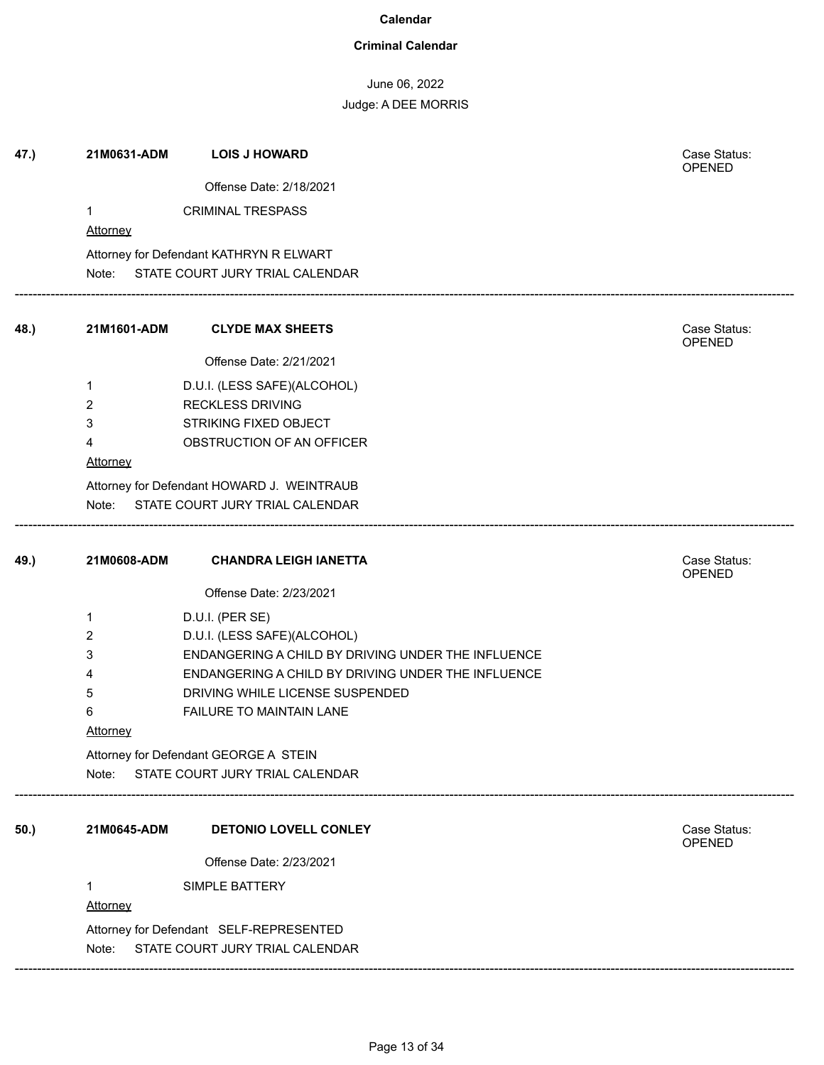**Calendar**

**Criminal Calendar**

June 06, 2022

Judge: A DEE MORRIS

**47.)** **21M0631-ADM** **LOIS J HOWARD** Case Status: OPENED

Offense Date: 2/18/2021

1 CRIMINAL TRESPASS

Attorney

Attorney for Defendant KATHRYN R ELWART

Note: STATE COURT JURY TRIAL CALENDAR

---

**48.)** **21M1601-ADM** **CLYDE MAX SHEETS** Case Status: OPENED

Offense Date: 2/21/2021

1 D.U.I. (LESS SAFE)(ALCOHOL)
2 RECKLESS DRIVING
3 STRIKING FIXED OBJECT
4 OBSTRUCTION OF AN OFFICER

Attorney

Attorney for Defendant HOWARD J. WEINTRAUB

Note: STATE COURT JURY TRIAL CALENDAR

---

**49.)** **21M0608-ADM** **CHANDRA LEIGH IANETTA** Case Status: OPENED

Offense Date: 2/23/2021

1 D.U.I. (PER SE)
2 D.U.I. (LESS SAFE)(ALCOHOL)
3 ENDANGERING A CHILD BY DRIVING UNDER THE INFLUENCE
4 ENDANGERING A CHILD BY DRIVING UNDER THE INFLUENCE
5 DRIVING WHILE LICENSE SUSPENDED
6 FAILURE TO MAINTAIN LANE

Attorney

Attorney for Defendant GEORGE A STEIN

Note: STATE COURT JURY TRIAL CALENDAR

---

**50.)** **21M0645-ADM** **DETONIO LOVELL CONLEY** Case Status: OPENED

Offense Date: 2/23/2021

1 SIMPLE BATTERY

Attorney

Attorney for Defendant SELF-REPRESENTED

Note: STATE COURT JURY TRIAL CALENDAR

---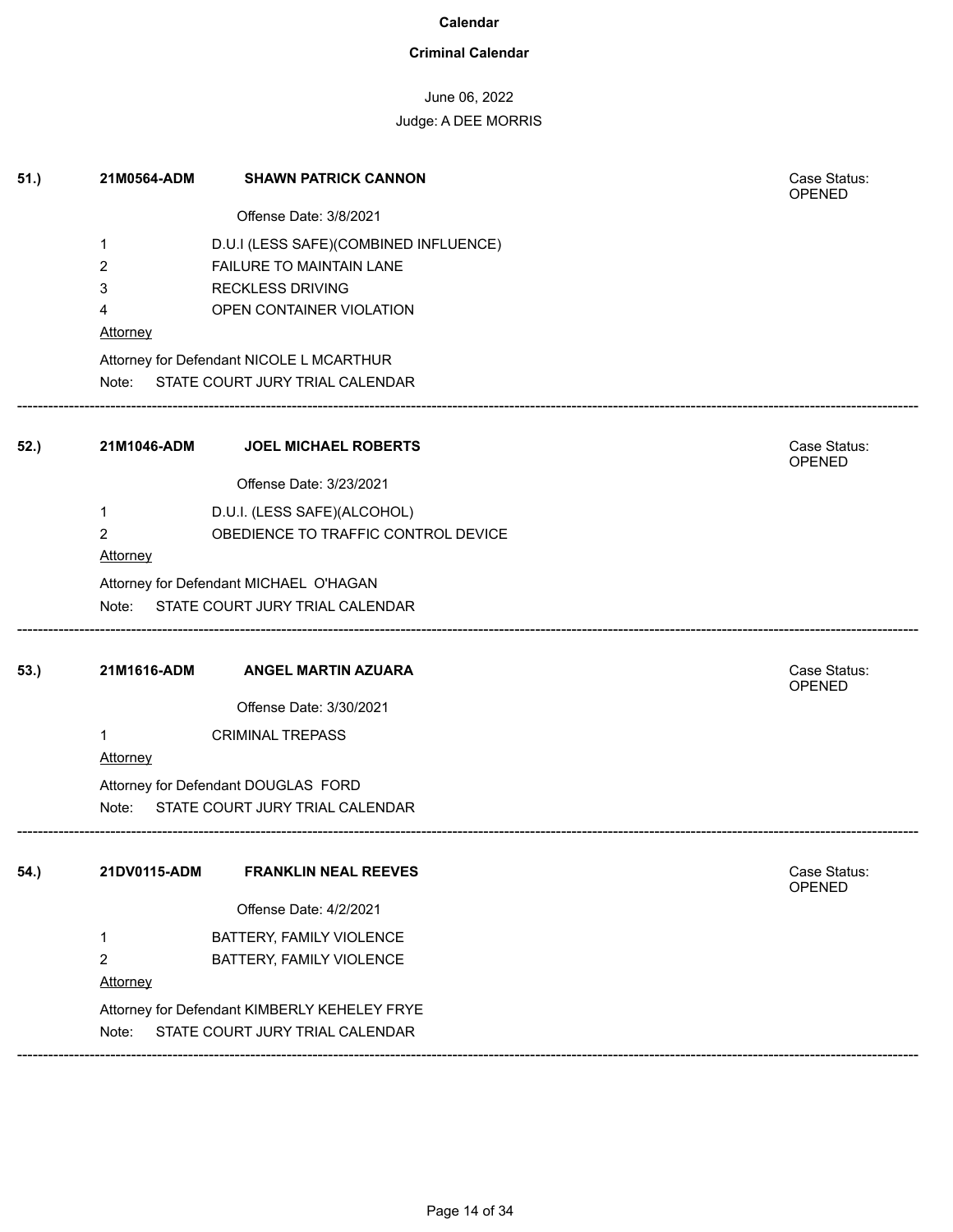# Calendar

## Criminal Calendar

June 06, 2022

Judge: A DEE MORRIS

---

**51.)** **21M0564-ADM** **SHAWN PATRICK CANNON** Case Status: OPENED

Offense Date: 3/8/2021

1 D.U.I (LESS SAFE)(COMBINED INFLUENCE)
2 FAILURE TO MAINTAIN LANE
3 RECKLESS DRIVING
4 OPEN CONTAINER VIOLATION

Attorney

Attorney for Defendant NICOLE L MCARTHUR

Note: STATE COURT JURY TRIAL CALENDAR

---

**52.)** **21M1046-ADM** **JOEL MICHAEL ROBERTS** Case Status: OPENED

Offense Date: 3/23/2021

1 D.U.I. (LESS SAFE)(ALCOHOL)
2 OBEDIENCE TO TRAFFIC CONTROL DEVICE

Attorney

Attorney for Defendant MICHAEL O'HAGAN

Note: STATE COURT JURY TRIAL CALENDAR

---

**53.)** **21M1616-ADM** **ANGEL MARTIN AZUARA** Case Status: OPENED

Offense Date: 3/30/2021

1 CRIMINAL TREPASS

Attorney

Attorney for Defendant DOUGLAS FORD

Note: STATE COURT JURY TRIAL CALENDAR

---

**54.)** **21DV0115-ADM** **FRANKLIN NEAL REEVES** Case Status: OPENED

Offense Date: 4/2/2021

1 BATTERY, FAMILY VIOLENCE
2 BATTERY, FAMILY VIOLENCE

Attorney

Attorney for Defendant KIMBERLY KEHELEY FRYE

Note: STATE COURT JURY TRIAL CALENDAR

---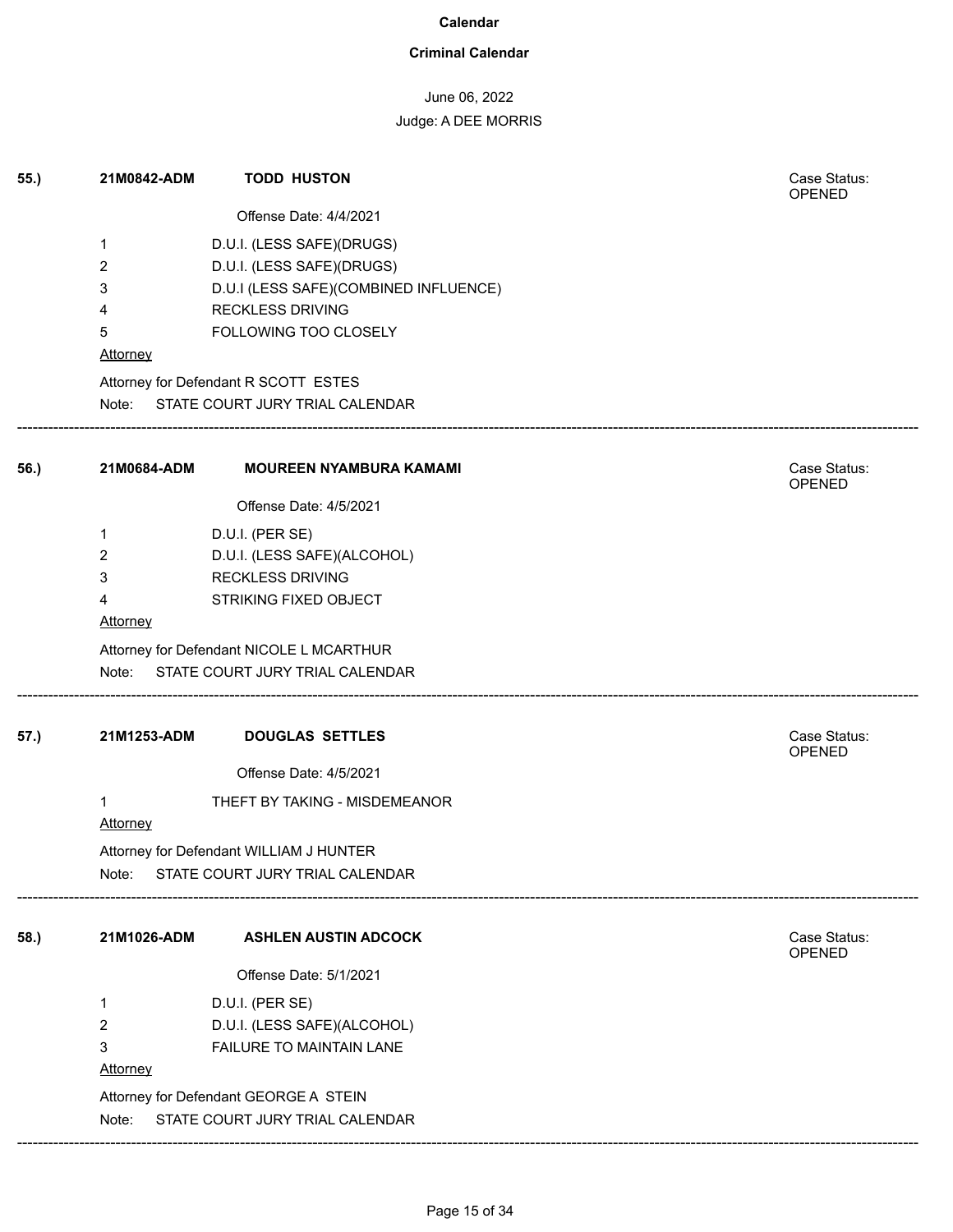# Calendar

## Criminal Calendar

June 06, 2022

Judge: A DEE MORRIS

---

**55.)** **21M0842-ADM** **TODD HUSTON** — Case Status: OPENED

Offense Date: 4/4/2021

1 D.U.I. (LESS SAFE)(DRUGS)
2 D.U.I. (LESS SAFE)(DRUGS)
3 D.U.I (LESS SAFE)(COMBINED INFLUENCE)
4 RECKLESS DRIVING
5 FOLLOWING TOO CLOSELY

Attorney

Attorney for Defendant R SCOTT ESTES

Note: STATE COURT JURY TRIAL CALENDAR

---

**56.)** **21M0684-ADM** **MOUREEN NYAMBURA KAMAMI** — Case Status: OPENED

Offense Date: 4/5/2021

1 D.U.I. (PER SE)
2 D.U.I. (LESS SAFE)(ALCOHOL)
3 RECKLESS DRIVING
4 STRIKING FIXED OBJECT

Attorney

Attorney for Defendant NICOLE L MCARTHUR

Note: STATE COURT JURY TRIAL CALENDAR

---

**57.)** **21M1253-ADM** **DOUGLAS SETTLES** — Case Status: OPENED

Offense Date: 4/5/2021

1 THEFT BY TAKING - MISDEMEANOR

Attorney

Attorney for Defendant WILLIAM J HUNTER

Note: STATE COURT JURY TRIAL CALENDAR

---

**58.)** **21M1026-ADM** **ASHLEN AUSTIN ADCOCK** — Case Status: OPENED

Offense Date: 5/1/2021

1 D.U.I. (PER SE)
2 D.U.I. (LESS SAFE)(ALCOHOL)
3 FAILURE TO MAINTAIN LANE

Attorney

Attorney for Defendant GEORGE A STEIN

Note: STATE COURT JURY TRIAL CALENDAR

---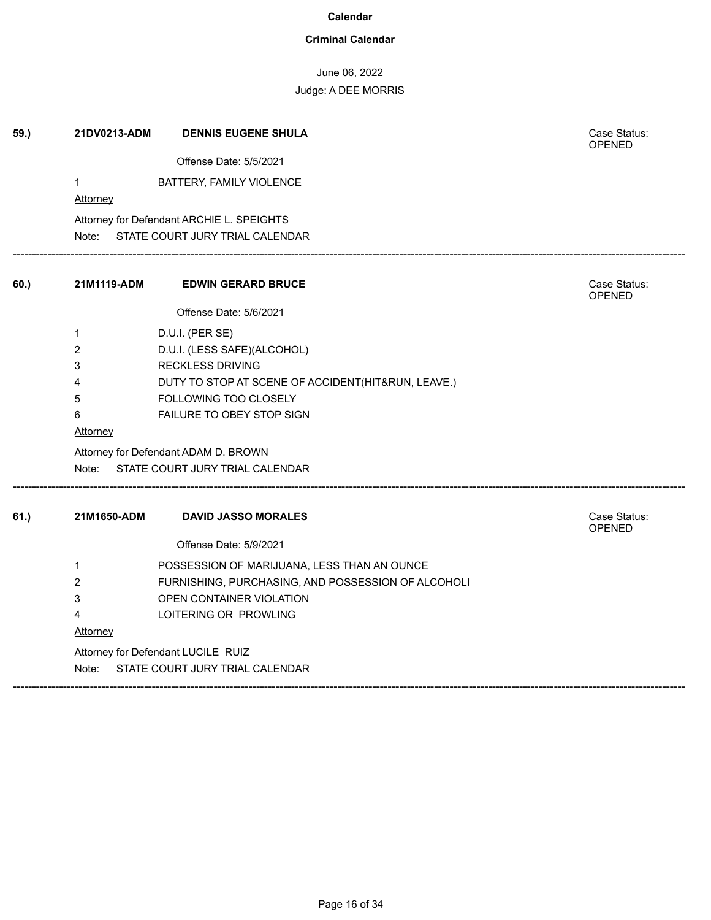**Calendar**

**Criminal Calendar**

June 06, 2022

Judge: A DEE MORRIS

---

**59.)** **21DV0213-ADM** **DENNIS EUGENE SHULA**

Case Status: OPENED

Offense Date: 5/5/2021

1 BATTERY, FAMILY VIOLENCE

Attorney

Attorney for Defendant ARCHIE L. SPEIGHTS

Note: STATE COURT JURY TRIAL CALENDAR

---

**60.)** **21M1119-ADM** **EDWIN GERARD BRUCE**

Case Status: OPENED

Offense Date: 5/6/2021

1 D.U.I. (PER SE)
2 D.U.I. (LESS SAFE)(ALCOHOL)
3 RECKLESS DRIVING
4 DUTY TO STOP AT SCENE OF ACCIDENT(HIT&RUN, LEAVE.)
5 FOLLOWING TOO CLOSELY
6 FAILURE TO OBEY STOP SIGN

Attorney

Attorney for Defendant ADAM D. BROWN

Note: STATE COURT JURY TRIAL CALENDAR

---

**61.)** **21M1650-ADM** **DAVID JASSO MORALES**

Case Status: OPENED

Offense Date: 5/9/2021

1 POSSESSION OF MARIJUANA, LESS THAN AN OUNCE
2 FURNISHING, PURCHASING, AND POSSESSION OF ALCOHOLI
3 OPEN CONTAINER VIOLATION
4 LOITERING OR PROWLING

Attorney

Attorney for Defendant LUCILE RUIZ

Note: STATE COURT JURY TRIAL CALENDAR

---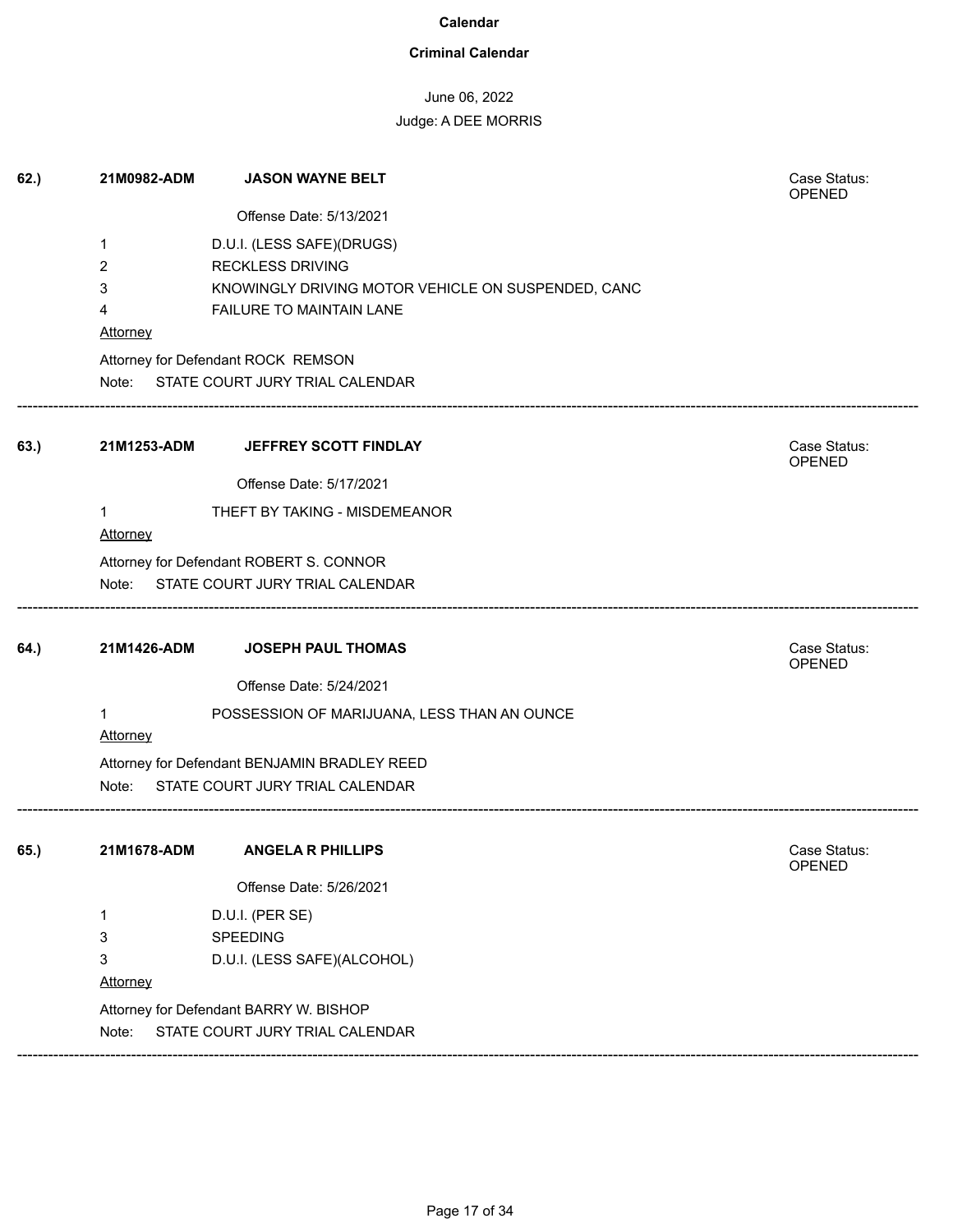**Calendar**

**Criminal Calendar**

June 06, 2022

Judge: A DEE MORRIS

---

**62.)** **21M0982-ADM** **JASON WAYNE BELT** Case Status: OPENED

Offense Date: 5/13/2021

1 D.U.I. (LESS SAFE)(DRUGS)
2 RECKLESS DRIVING
3 KNOWINGLY DRIVING MOTOR VEHICLE ON SUSPENDED, CANC
4 FAILURE TO MAINTAIN LANE

Attorney

Attorney for Defendant ROCK REMSON

Note: STATE COURT JURY TRIAL CALENDAR

---

**63.)** **21M1253-ADM** **JEFFREY SCOTT FINDLAY** Case Status: OPENED

Offense Date: 5/17/2021

1 THEFT BY TAKING - MISDEMEANOR

Attorney

Attorney for Defendant ROBERT S. CONNOR

Note: STATE COURT JURY TRIAL CALENDAR

---

**64.)** **21M1426-ADM** **JOSEPH PAUL THOMAS** Case Status: OPENED

Offense Date: 5/24/2021

1 POSSESSION OF MARIJUANA, LESS THAN AN OUNCE

Attorney

Attorney for Defendant BENJAMIN BRADLEY REED

Note: STATE COURT JURY TRIAL CALENDAR

---

**65.)** **21M1678-ADM** **ANGELA R PHILLIPS** Case Status: OPENED

Offense Date: 5/26/2021

1 D.U.I. (PER SE)
3 SPEEDING
3 D.U.I. (LESS SAFE)(ALCOHOL)

Attorney

Attorney for Defendant BARRY W. BISHOP

Note: STATE COURT JURY TRIAL CALENDAR

---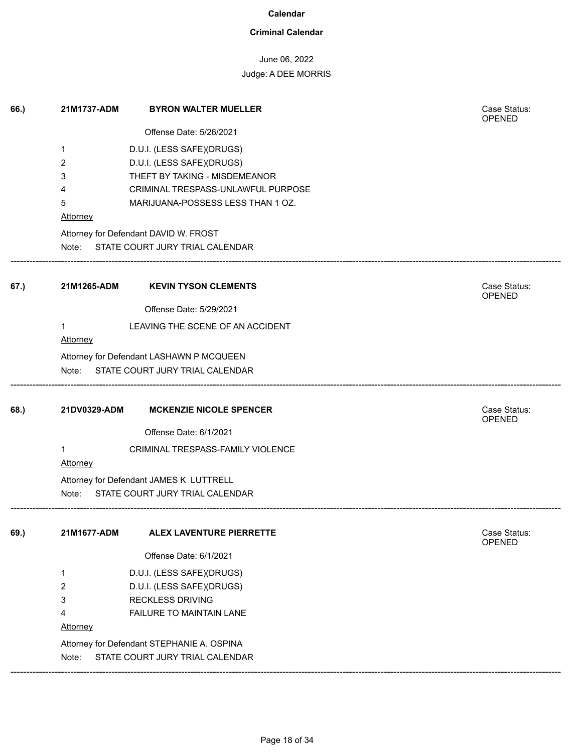**Calendar**

**Criminal Calendar**

June 06, 2022

Judge: A DEE MORRIS

**66.)** 21M1737-ADM **BYRON WALTER MUELLER** Case Status: OPENED

Offense Date: 5/26/2021

1 D.U.I. (LESS SAFE)(DRUGS)
2 D.U.I. (LESS SAFE)(DRUGS)
3 THEFT BY TAKING - MISDEMEANOR
4 CRIMINAL TRESPASS-UNLAWFUL PURPOSE
5 MARIJUANA-POSSESS LESS THAN 1 OZ.

Attorney

Attorney for Defendant DAVID W. FROST

Note: STATE COURT JURY TRIAL CALENDAR

---

**67.)** 21M1265-ADM **KEVIN TYSON CLEMENTS** Case Status: OPENED

Offense Date: 5/29/2021

1 LEAVING THE SCENE OF AN ACCIDENT

Attorney

Attorney for Defendant LASHAWN P MCQUEEN

Note: STATE COURT JURY TRIAL CALENDAR

---

**68.)** 21DV0329-ADM **MCKENZIE NICOLE SPENCER** Case Status: OPENED

Offense Date: 6/1/2021

1 CRIMINAL TRESPASS-FAMILY VIOLENCE

Attorney

Attorney for Defendant JAMES K LUTTRELL

Note: STATE COURT JURY TRIAL CALENDAR

---

**69.)** 21M1677-ADM **ALEX LAVENTURE PIERRETTE** Case Status: OPENED

Offense Date: 6/1/2021

1 D.U.I. (LESS SAFE)(DRUGS)
2 D.U.I. (LESS SAFE)(DRUGS)
3 RECKLESS DRIVING
4 FAILURE TO MAINTAIN LANE

Attorney

Attorney for Defendant STEPHANIE A. OSPINA

Note: STATE COURT JURY TRIAL CALENDAR

---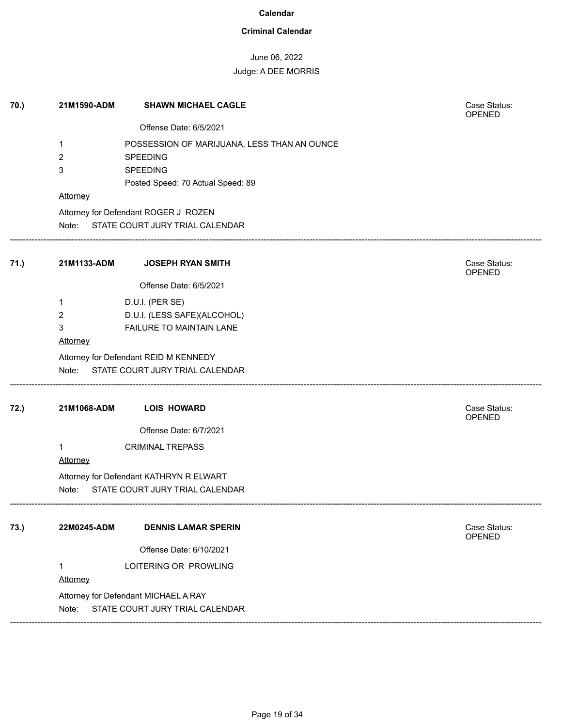**Calendar**

**Criminal Calendar**

June 06, 2022

Judge: A DEE MORRIS

**70.)** **21M1590-ADM** **SHAWN MICHAEL CAGLE** Case Status: OPENED

Offense Date: 6/5/2021

1 POSSESSION OF MARIJUANA, LESS THAN AN OUNCE
2 SPEEDING
3 SPEEDING
Posted Speed: 70 Actual Speed: 89

Attorney

Attorney for Defendant ROGER J ROZEN

Note: STATE COURT JURY TRIAL CALENDAR

---

**71.)** **21M1133-ADM** **JOSEPH RYAN SMITH** Case Status: OPENED

Offense Date: 6/5/2021

1 D.U.I. (PER SE)
2 D.U.I. (LESS SAFE)(ALCOHOL)
3 FAILURE TO MAINTAIN LANE

Attorney

Attorney for Defendant REID M KENNEDY

Note: STATE COURT JURY TRIAL CALENDAR

---

**72.)** **21M1068-ADM** **LOIS HOWARD** Case Status: OPENED

Offense Date: 6/7/2021

1 CRIMINAL TREPASS

Attorney

Attorney for Defendant KATHRYN R ELWART

Note: STATE COURT JURY TRIAL CALENDAR

---

**73.)** **22M0245-ADM** **DENNIS LAMAR SPERIN** Case Status: OPENED

Offense Date: 6/10/2021

1 LOITERING OR PROWLING

Attorney

Attorney for Defendant MICHAEL A RAY

Note: STATE COURT JURY TRIAL CALENDAR

---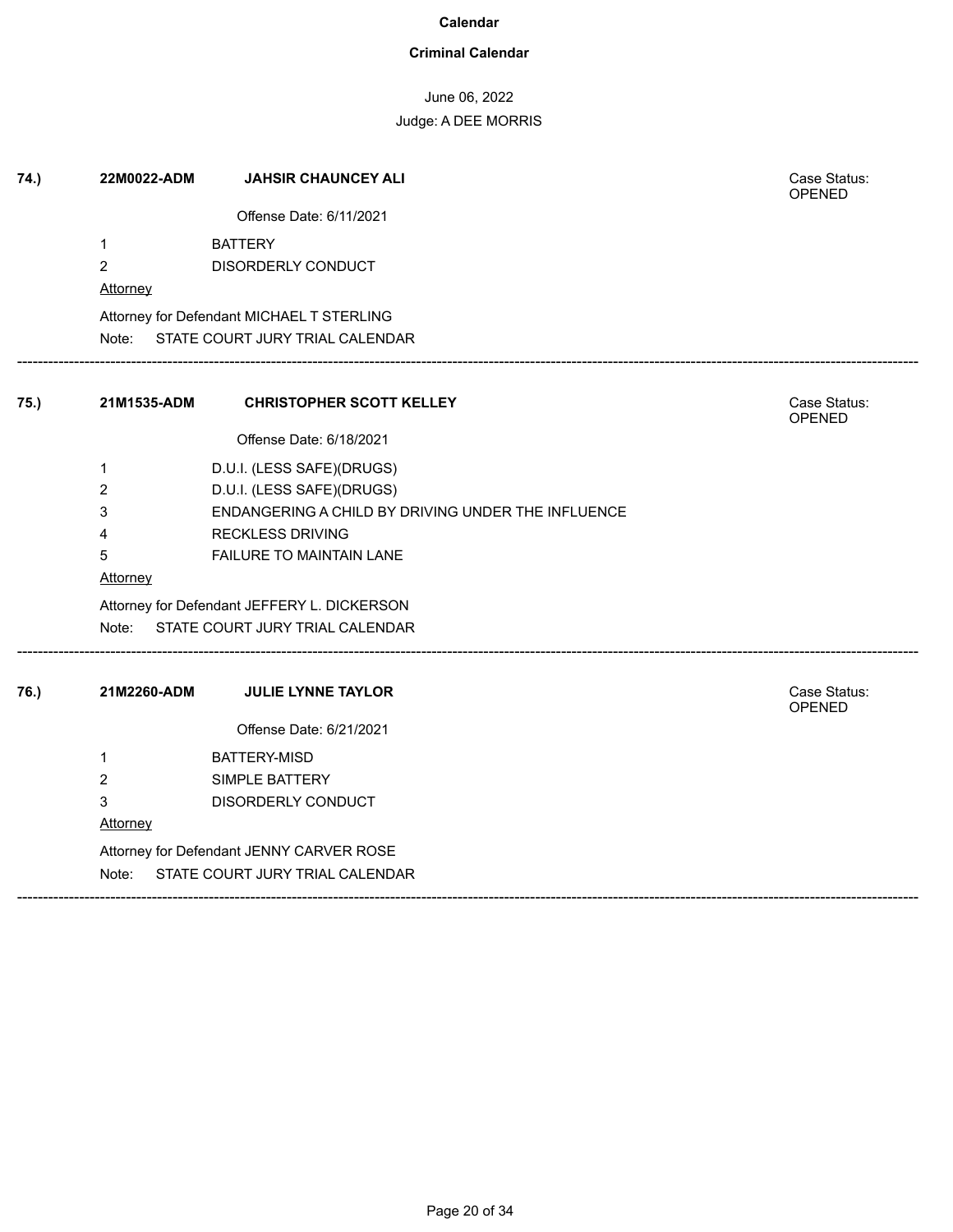**Calendar**

**Criminal Calendar**

June 06, 2022

Judge: A DEE MORRIS

**74.)** **22M0022-ADM** **JAHSIR CHAUNCEY ALI** Case Status: OPENED

Offense Date: 6/11/2021

1 BATTERY

2 DISORDERLY CONDUCT

Attorney

Attorney for Defendant MICHAEL T STERLING

Note: STATE COURT JURY TRIAL CALENDAR

---

**75.)** **21M1535-ADM** **CHRISTOPHER SCOTT KELLEY** Case Status: OPENED

Offense Date: 6/18/2021

1 D.U.I. (LESS SAFE)(DRUGS)

2 D.U.I. (LESS SAFE)(DRUGS)

3 ENDANGERING A CHILD BY DRIVING UNDER THE INFLUENCE

4 RECKLESS DRIVING

5 FAILURE TO MAINTAIN LANE

Attorney

Attorney for Defendant JEFFERY L. DICKERSON

Note: STATE COURT JURY TRIAL CALENDAR

---

**76.)** **21M2260-ADM** **JULIE LYNNE TAYLOR** Case Status: OPENED

Offense Date: 6/21/2021

1 BATTERY-MISD

2 SIMPLE BATTERY

3 DISORDERLY CONDUCT

Attorney

Attorney for Defendant JENNY CARVER ROSE

Note: STATE COURT JURY TRIAL CALENDAR

---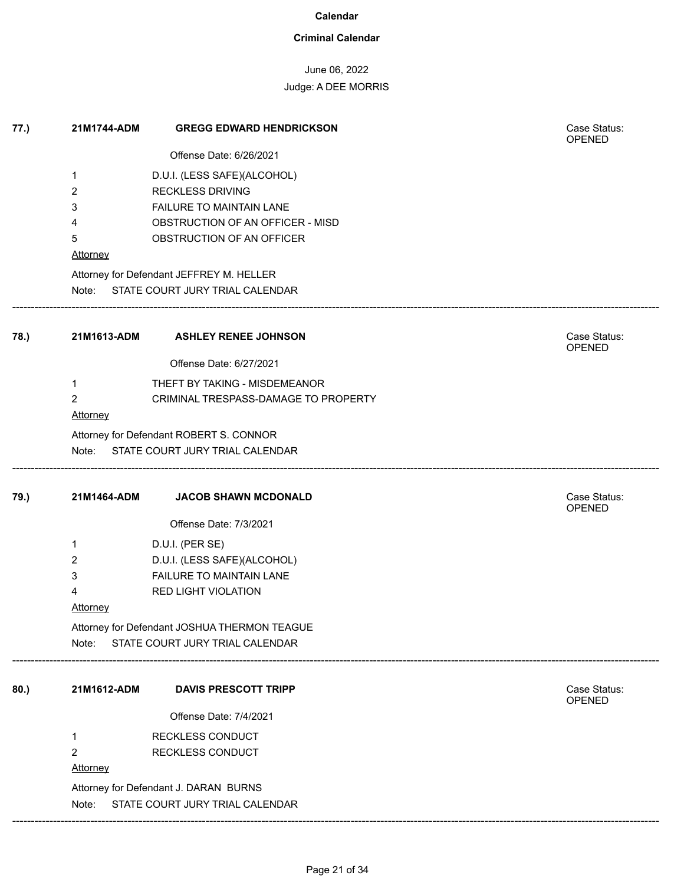# Calendar

## Criminal Calendar

June 06, 2022

Judge: A DEE MORRIS

---

**77.)** **21M1744-ADM** **GREGG EDWARD HENDRICKSON**

Case Status: OPENED

Offense Date: 6/26/2021

1 D.U.I. (LESS SAFE)(ALCOHOL)
2 RECKLESS DRIVING
3 FAILURE TO MAINTAIN LANE
4 OBSTRUCTION OF AN OFFICER - MISD
5 OBSTRUCTION OF AN OFFICER

Attorney

Attorney for Defendant JEFFREY M. HELLER

Note: STATE COURT JURY TRIAL CALENDAR

---

**78.)** **21M1613-ADM** **ASHLEY RENEE JOHNSON**

Case Status: OPENED

Offense Date: 6/27/2021

1 THEFT BY TAKING - MISDEMEANOR
2 CRIMINAL TRESPASS-DAMAGE TO PROPERTY

Attorney

Attorney for Defendant ROBERT S. CONNOR

Note: STATE COURT JURY TRIAL CALENDAR

---

**79.)** **21M1464-ADM** **JACOB SHAWN MCDONALD**

Case Status: OPENED

Offense Date: 7/3/2021

1 D.U.I. (PER SE)
2 D.U.I. (LESS SAFE)(ALCOHOL)
3 FAILURE TO MAINTAIN LANE
4 RED LIGHT VIOLATION

Attorney

Attorney for Defendant JOSHUA THERMON TEAGUE

Note: STATE COURT JURY TRIAL CALENDAR

---

**80.)** **21M1612-ADM** **DAVIS PRESCOTT TRIPP**

Case Status: OPENED

Offense Date: 7/4/2021

1 RECKLESS CONDUCT
2 RECKLESS CONDUCT

Attorney

Attorney for Defendant J. DARAN BURNS

Note: STATE COURT JURY TRIAL CALENDAR

---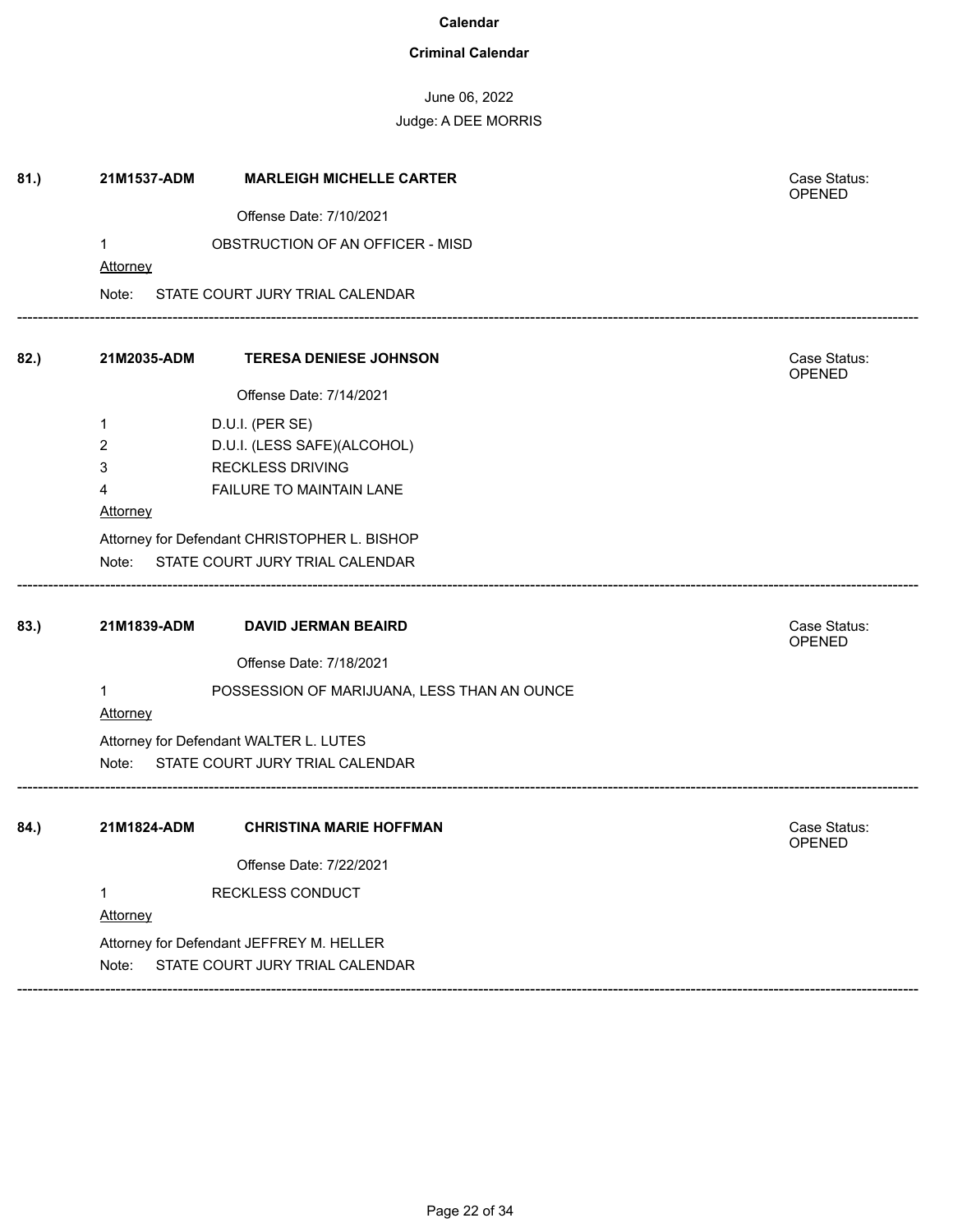**Calendar**

**Criminal Calendar**

June 06, 2022

Judge: A DEE MORRIS

**81.)** **21M1537-ADM** **MARLEIGH MICHELLE CARTER** Case Status: OPENED

Offense Date: 7/10/2021

1 OBSTRUCTION OF AN OFFICER - MISD

Attorney

Note: STATE COURT JURY TRIAL CALENDAR

---

**82.)** **21M2035-ADM** **TERESA DENIESE JOHNSON** Case Status: OPENED

Offense Date: 7/14/2021

1 D.U.I. (PER SE)
2 D.U.I. (LESS SAFE)(ALCOHOL)
3 RECKLESS DRIVING
4 FAILURE TO MAINTAIN LANE

Attorney

Attorney for Defendant CHRISTOPHER L. BISHOP

Note: STATE COURT JURY TRIAL CALENDAR

---

**83.)** **21M1839-ADM** **DAVID JERMAN BEAIRD** Case Status: OPENED

Offense Date: 7/18/2021

1 POSSESSION OF MARIJUANA, LESS THAN AN OUNCE

Attorney

Attorney for Defendant WALTER L. LUTES

Note: STATE COURT JURY TRIAL CALENDAR

---

**84.)** **21M1824-ADM** **CHRISTINA MARIE HOFFMAN** Case Status: OPENED

Offense Date: 7/22/2021

1 RECKLESS CONDUCT

Attorney

Attorney for Defendant JEFFREY M. HELLER

Note: STATE COURT JURY TRIAL CALENDAR

---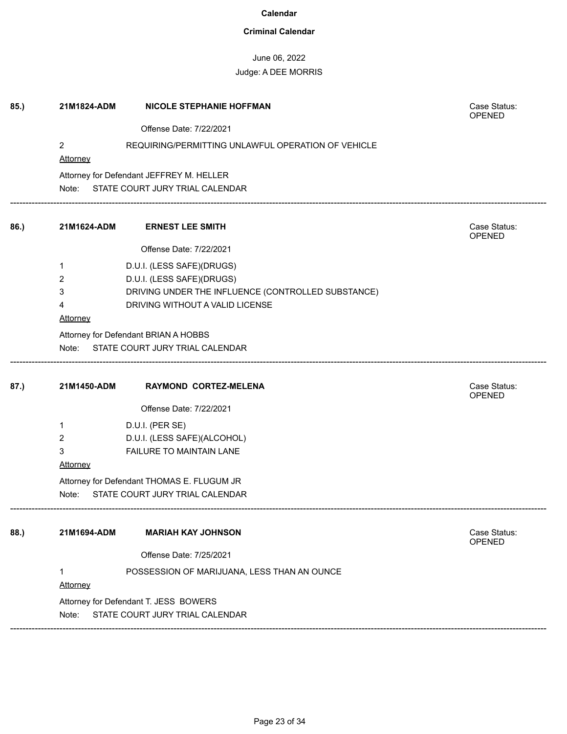**Calendar**

**Criminal Calendar**

June 06, 2022

Judge: A DEE MORRIS

**85.)** **21M1824-ADM** **NICOLE STEPHANIE HOFFMAN** Case Status: OPENED

Offense Date: 7/22/2021

2 REQUIRING/PERMITTING UNLAWFUL OPERATION OF VEHICLE

Attorney

Attorney for Defendant JEFFREY M. HELLER

Note: STATE COURT JURY TRIAL CALENDAR

---

**86.)** **21M1624-ADM** **ERNEST LEE SMITH** Case Status: OPENED

Offense Date: 7/22/2021

1 D.U.I. (LESS SAFE)(DRUGS)
2 D.U.I. (LESS SAFE)(DRUGS)
3 DRIVING UNDER THE INFLUENCE (CONTROLLED SUBSTANCE)
4 DRIVING WITHOUT A VALID LICENSE

Attorney

Attorney for Defendant BRIAN A HOBBS

Note: STATE COURT JURY TRIAL CALENDAR

---

**87.)** **21M1450-ADM** **RAYMOND CORTEZ-MELENA** Case Status: OPENED

Offense Date: 7/22/2021

1 D.U.I. (PER SE)
2 D.U.I. (LESS SAFE)(ALCOHOL)
3 FAILURE TO MAINTAIN LANE

Attorney

Attorney for Defendant THOMAS E. FLUGUM JR

Note: STATE COURT JURY TRIAL CALENDAR

---

**88.)** **21M1694-ADM** **MARIAH KAY JOHNSON** Case Status: OPENED

Offense Date: 7/25/2021

1 POSSESSION OF MARIJUANA, LESS THAN AN OUNCE

Attorney

Attorney for Defendant T. JESS BOWERS

Note: STATE COURT JURY TRIAL CALENDAR

---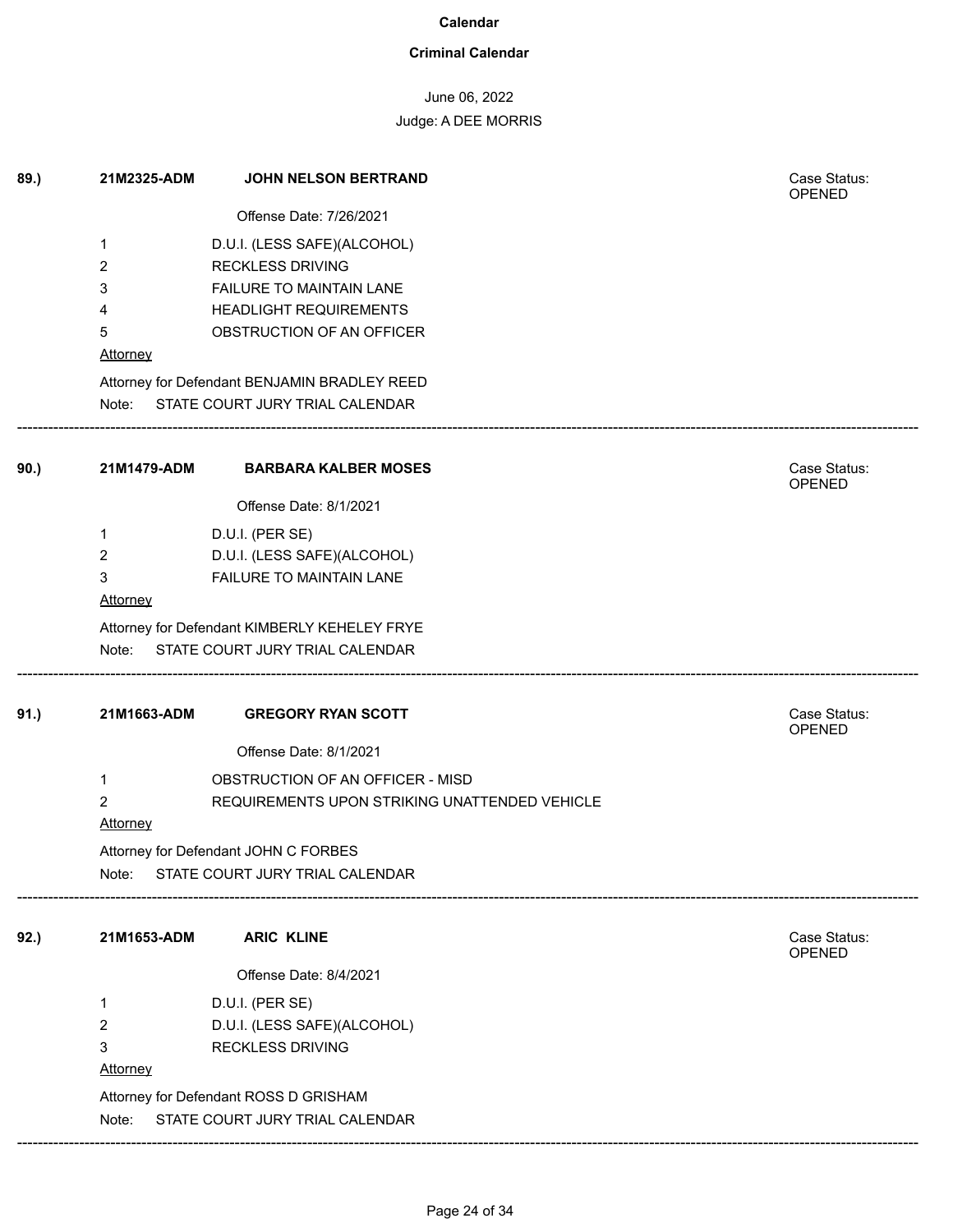**Calendar**

**Criminal Calendar**

June 06, 2022

Judge: A DEE MORRIS

**89.)** **21M2325-ADM** **JOHN NELSON BERTRAND** Case Status: OPENED

Offense Date: 7/26/2021

1 D.U.I. (LESS SAFE)(ALCOHOL)
2 RECKLESS DRIVING
3 FAILURE TO MAINTAIN LANE
4 HEADLIGHT REQUIREMENTS
5 OBSTRUCTION OF AN OFFICER

Attorney

Attorney for Defendant BENJAMIN BRADLEY REED

Note: STATE COURT JURY TRIAL CALENDAR

---

**90.)** **21M1479-ADM** **BARBARA KALBER MOSES** Case Status: OPENED

Offense Date: 8/1/2021

1 D.U.I. (PER SE)
2 D.U.I. (LESS SAFE)(ALCOHOL)
3 FAILURE TO MAINTAIN LANE

Attorney

Attorney for Defendant KIMBERLY KEHELEY FRYE

Note: STATE COURT JURY TRIAL CALENDAR

---

**91.)** **21M1663-ADM** **GREGORY RYAN SCOTT** Case Status: OPENED

Offense Date: 8/1/2021

1 OBSTRUCTION OF AN OFFICER - MISD
2 REQUIREMENTS UPON STRIKING UNATTENDED VEHICLE

Attorney

Attorney for Defendant JOHN C FORBES

Note: STATE COURT JURY TRIAL CALENDAR

---

**92.)** **21M1653-ADM** **ARIC KLINE** Case Status: OPENED

Offense Date: 8/4/2021

1 D.U.I. (PER SE)
2 D.U.I. (LESS SAFE)(ALCOHOL)
3 RECKLESS DRIVING

Attorney

Attorney for Defendant ROSS D GRISHAM

Note: STATE COURT JURY TRIAL CALENDAR

---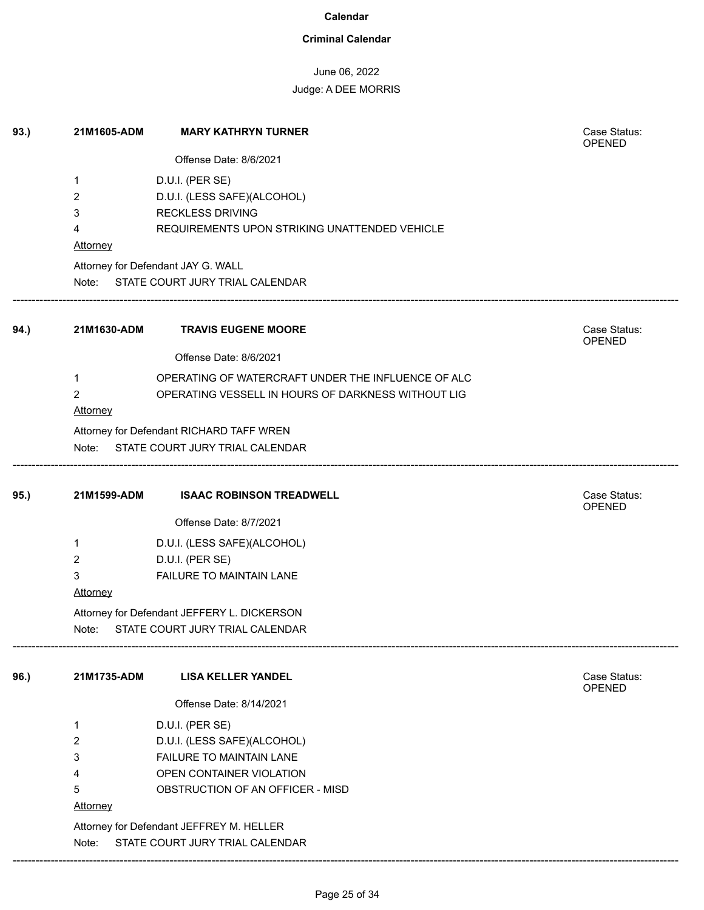**Calendar**

**Criminal Calendar**

June 06, 2022

Judge: A DEE MORRIS

**93.)** **21M1605-ADM** **MARY KATHRYN TURNER** Case Status: OPENED

Offense Date: 8/6/2021

1 D.U.I. (PER SE)
2 D.U.I. (LESS SAFE)(ALCOHOL)
3 RECKLESS DRIVING
4 REQUIREMENTS UPON STRIKING UNATTENDED VEHICLE

Attorney

Attorney for Defendant JAY G. WALL

Note: STATE COURT JURY TRIAL CALENDAR

---

**94.)** **21M1630-ADM** **TRAVIS EUGENE MOORE** Case Status: OPENED

Offense Date: 8/6/2021

1 OPERATING OF WATERCRAFT UNDER THE INFLUENCE OF ALC
2 OPERATING VESSELL IN HOURS OF DARKNESS WITHOUT LIG

Attorney

Attorney for Defendant RICHARD TAFF WREN

Note: STATE COURT JURY TRIAL CALENDAR

---

**95.)** **21M1599-ADM** **ISAAC ROBINSON TREADWELL** Case Status: OPENED

Offense Date: 8/7/2021

1 D.U.I. (LESS SAFE)(ALCOHOL)
2 D.U.I. (PER SE)
3 FAILURE TO MAINTAIN LANE

Attorney

Attorney for Defendant JEFFERY L. DICKERSON

Note: STATE COURT JURY TRIAL CALENDAR

---

**96.)** **21M1735-ADM** **LISA KELLER YANDEL** Case Status: OPENED

Offense Date: 8/14/2021

1 D.U.I. (PER SE)
2 D.U.I. (LESS SAFE)(ALCOHOL)
3 FAILURE TO MAINTAIN LANE
4 OPEN CONTAINER VIOLATION
5 OBSTRUCTION OF AN OFFICER - MISD

Attorney

Attorney for Defendant JEFFREY M. HELLER

Note: STATE COURT JURY TRIAL CALENDAR

---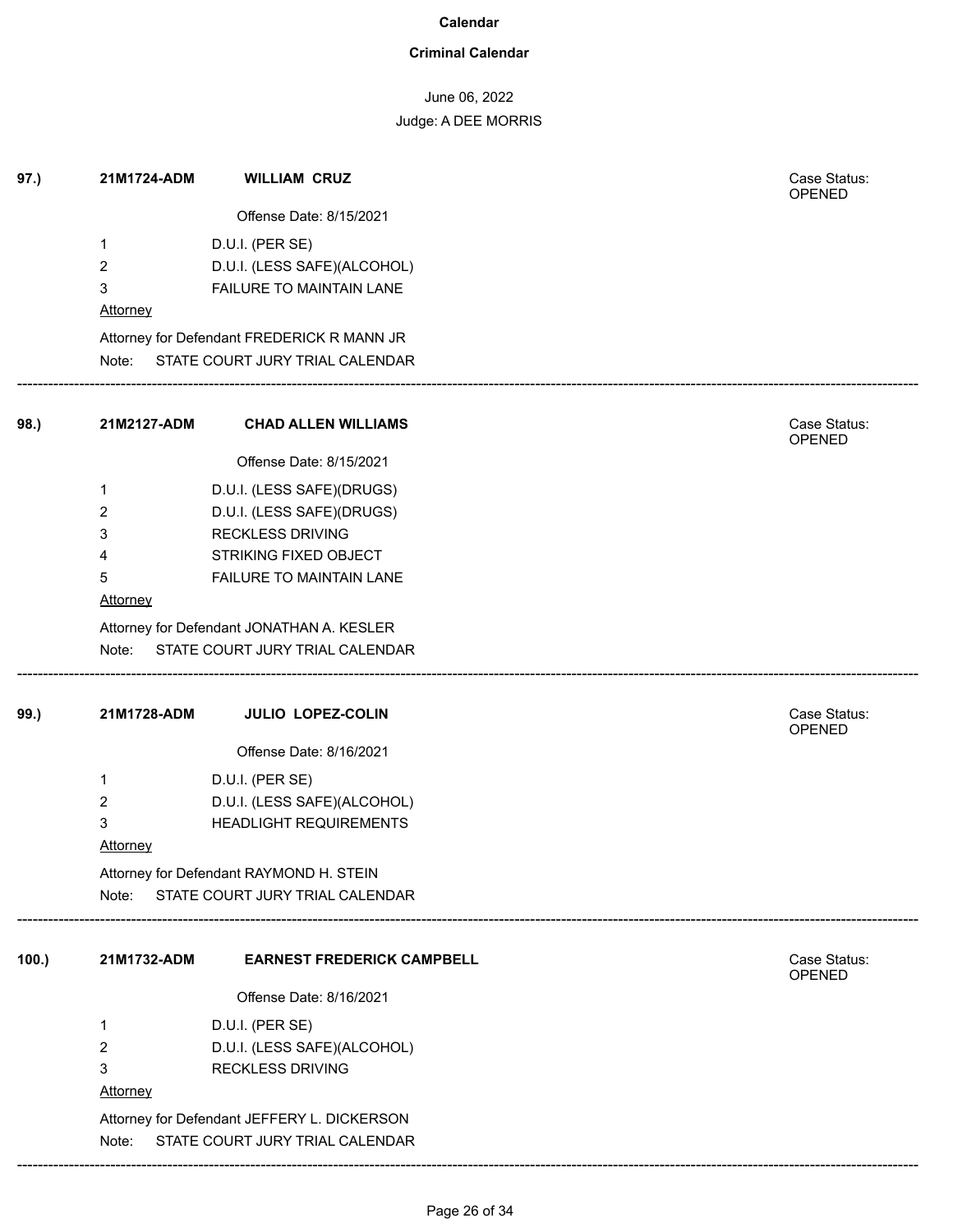**Calendar**

**Criminal Calendar**

June 06, 2022

Judge: A DEE MORRIS

**97.)** **21M1724-ADM** **WILLIAM CRUZ** Case Status: OPENED

Offense Date: 8/15/2021

1 D.U.I. (PER SE)
2 D.U.I. (LESS SAFE)(ALCOHOL)
3 FAILURE TO MAINTAIN LANE

Attorney

Attorney for Defendant FREDERICK R MANN JR

Note: STATE COURT JURY TRIAL CALENDAR

---

**98.)** **21M2127-ADM** **CHAD ALLEN WILLIAMS** Case Status: OPENED

Offense Date: 8/15/2021

1 D.U.I. (LESS SAFE)(DRUGS)
2 D.U.I. (LESS SAFE)(DRUGS)
3 RECKLESS DRIVING
4 STRIKING FIXED OBJECT
5 FAILURE TO MAINTAIN LANE

Attorney

Attorney for Defendant JONATHAN A. KESLER

Note: STATE COURT JURY TRIAL CALENDAR

---

**99.)** **21M1728-ADM** **JULIO LOPEZ-COLIN** Case Status: OPENED

Offense Date: 8/16/2021

1 D.U.I. (PER SE)
2 D.U.I. (LESS SAFE)(ALCOHOL)
3 HEADLIGHT REQUIREMENTS

Attorney

Attorney for Defendant RAYMOND H. STEIN

Note: STATE COURT JURY TRIAL CALENDAR

---

**100.)** **21M1732-ADM** **EARNEST FREDERICK CAMPBELL** Case Status: OPENED

Offense Date: 8/16/2021

1 D.U.I. (PER SE)
2 D.U.I. (LESS SAFE)(ALCOHOL)
3 RECKLESS DRIVING

Attorney

Attorney for Defendant JEFFERY L. DICKERSON

Note: STATE COURT JURY TRIAL CALENDAR

---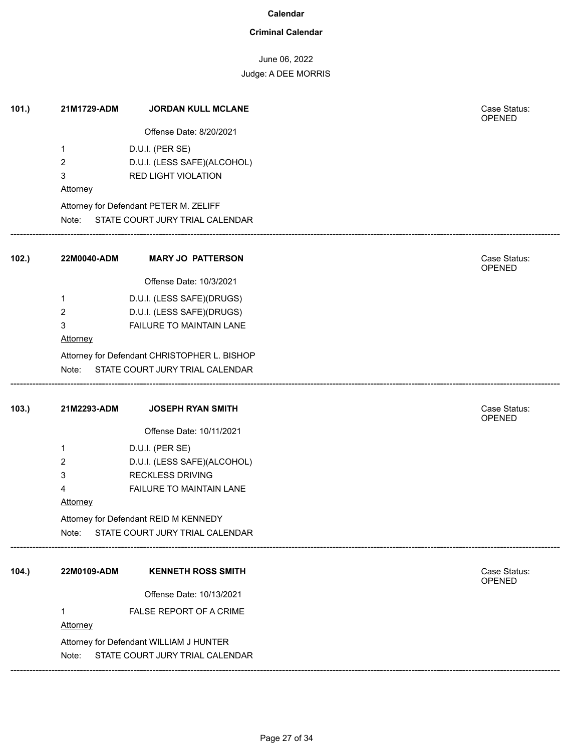**Calendar**

**Criminal Calendar**

June 06, 2022

Judge: A DEE MORRIS

**101.)** **21M1729-ADM** **JORDAN KULL MCLANE**

Case Status: OPENED

Offense Date: 8/20/2021

1 D.U.I. (PER SE)
2 D.U.I. (LESS SAFE)(ALCOHOL)
3 RED LIGHT VIOLATION

Attorney

Attorney for Defendant PETER M. ZELIFF

Note: STATE COURT JURY TRIAL CALENDAR

---

**102.)** **22M0040-ADM** **MARY JO PATTERSON**

Case Status: OPENED

Offense Date: 10/3/2021

1 D.U.I. (LESS SAFE)(DRUGS)
2 D.U.I. (LESS SAFE)(DRUGS)
3 FAILURE TO MAINTAIN LANE

Attorney

Attorney for Defendant CHRISTOPHER L. BISHOP

Note: STATE COURT JURY TRIAL CALENDAR

---

**103.)** **21M2293-ADM** **JOSEPH RYAN SMITH**

Case Status: OPENED

Offense Date: 10/11/2021

1 D.U.I. (PER SE)
2 D.U.I. (LESS SAFE)(ALCOHOL)
3 RECKLESS DRIVING
4 FAILURE TO MAINTAIN LANE

Attorney

Attorney for Defendant REID M KENNEDY

Note: STATE COURT JURY TRIAL CALENDAR

---

**104.)** **22M0109-ADM** **KENNETH ROSS SMITH**

Case Status: OPENED

Offense Date: 10/13/2021

1 FALSE REPORT OF A CRIME

Attorney

Attorney for Defendant WILLIAM J HUNTER

Note: STATE COURT JURY TRIAL CALENDAR

---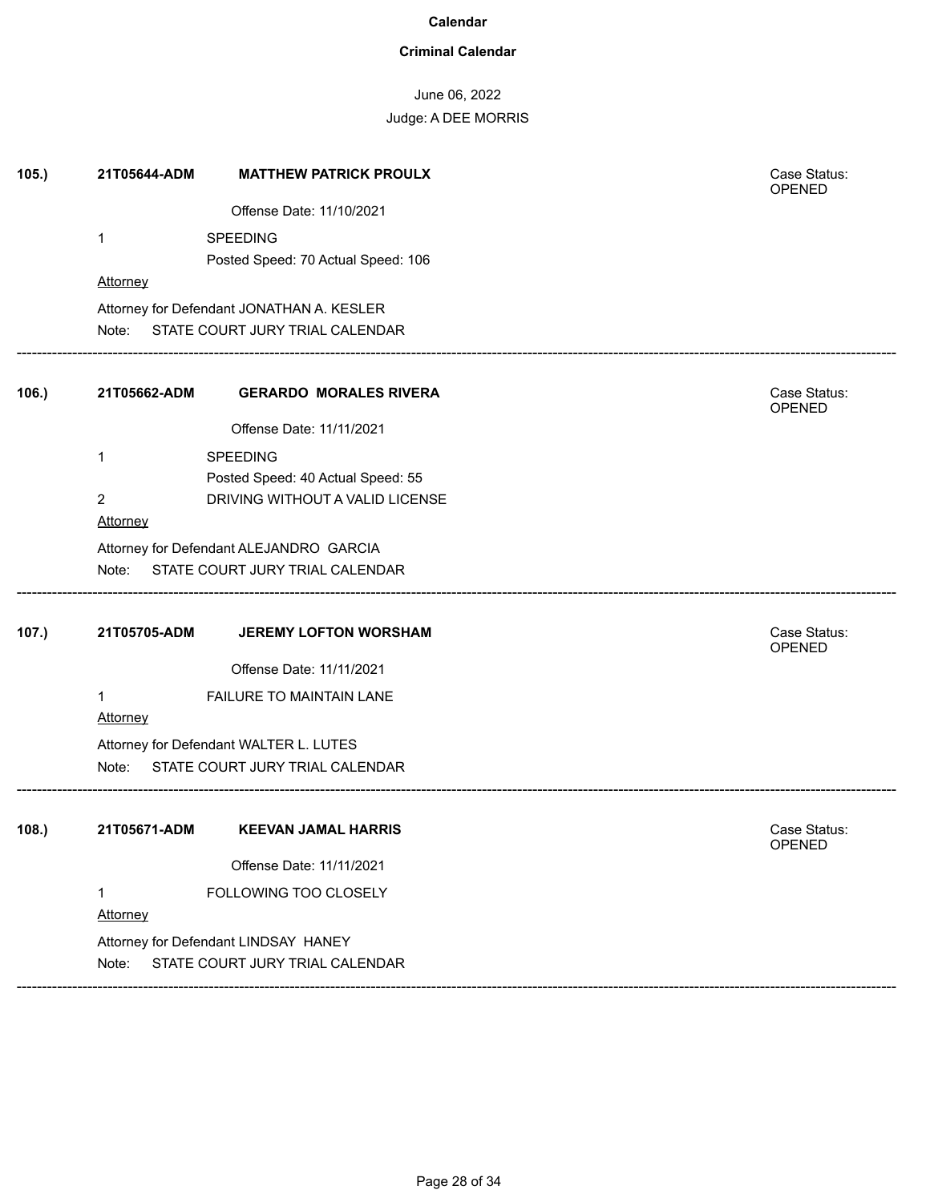# Calendar

## Criminal Calendar

June 06, 2022

Judge: A DEE MORRIS

---

**105.)** **21T05644-ADM** **MATTHEW PATRICK PROULX** — Case Status: OPENED

Offense Date: 11/10/2021

1 SPEEDING
Posted Speed: 70 Actual Speed: 106

Attorney

Attorney for Defendant JONATHAN A. KESLER

Note: STATE COURT JURY TRIAL CALENDAR

---

**106.)** **21T05662-ADM** **GERARDO MORALES RIVERA** — Case Status: OPENED

Offense Date: 11/11/2021

1 SPEEDING
Posted Speed: 40 Actual Speed: 55

2 DRIVING WITHOUT A VALID LICENSE

Attorney

Attorney for Defendant ALEJANDRO GARCIA

Note: STATE COURT JURY TRIAL CALENDAR

---

**107.)** **21T05705-ADM** **JEREMY LOFTON WORSHAM** — Case Status: OPENED

Offense Date: 11/11/2021

1 FAILURE TO MAINTAIN LANE

Attorney

Attorney for Defendant WALTER L. LUTES

Note: STATE COURT JURY TRIAL CALENDAR

---

**108.)** **21T05671-ADM** **KEEVAN JAMAL HARRIS** — Case Status: OPENED

Offense Date: 11/11/2021

1 FOLLOWING TOO CLOSELY

Attorney

Attorney for Defendant LINDSAY HANEY

Note: STATE COURT JURY TRIAL CALENDAR

---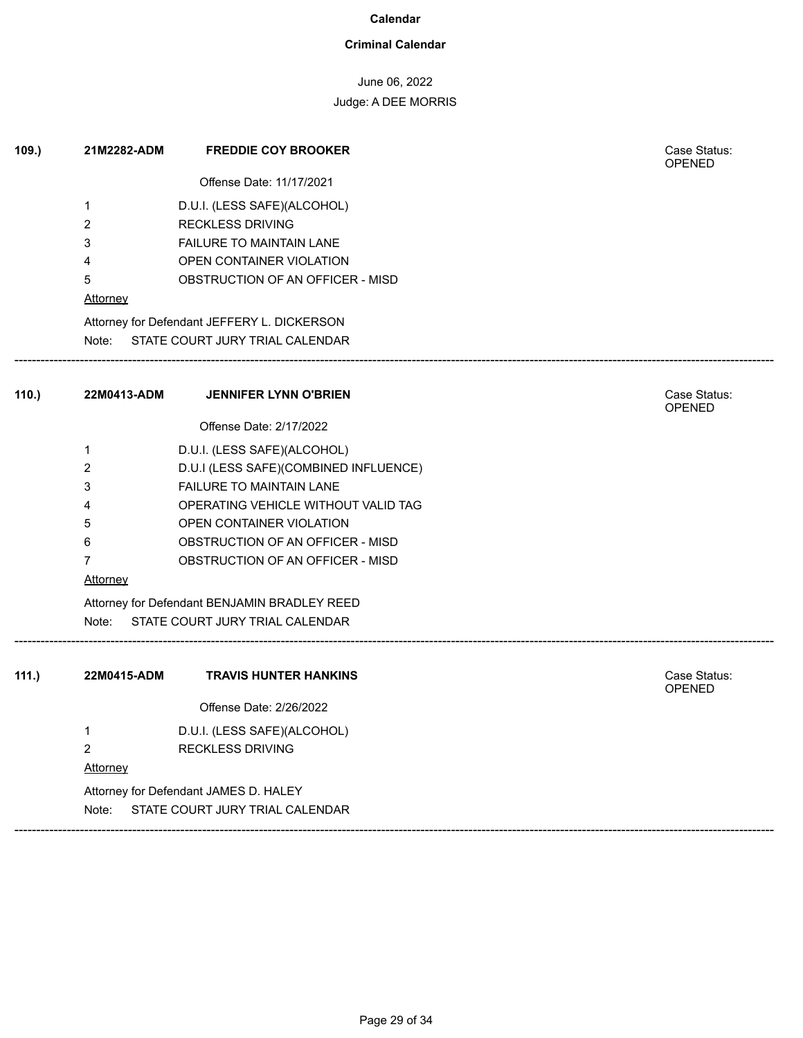# Calendar

## Criminal Calendar

June 06, 2022

Judge: A DEE MORRIS

**109.)** **21M2282-ADM** **FREDDIE COY BROOKER**

Case Status: OPENED

Offense Date: 11/17/2021

1 D.U.I. (LESS SAFE)(ALCOHOL)
2 RECKLESS DRIVING
3 FAILURE TO MAINTAIN LANE
4 OPEN CONTAINER VIOLATION
5 OBSTRUCTION OF AN OFFICER - MISD

Attorney

Attorney for Defendant JEFFERY L. DICKERSON

Note: STATE COURT JURY TRIAL CALENDAR

---

**110.)** **22M0413-ADM** **JENNIFER LYNN O'BRIEN**

Case Status: OPENED

Offense Date: 2/17/2022

1 D.U.I. (LESS SAFE)(ALCOHOL)
2 D.U.I (LESS SAFE)(COMBINED INFLUENCE)
3 FAILURE TO MAINTAIN LANE
4 OPERATING VEHICLE WITHOUT VALID TAG
5 OPEN CONTAINER VIOLATION
6 OBSTRUCTION OF AN OFFICER - MISD
7 OBSTRUCTION OF AN OFFICER - MISD

Attorney

Attorney for Defendant BENJAMIN BRADLEY REED

Note: STATE COURT JURY TRIAL CALENDAR

---

**111.)** **22M0415-ADM** **TRAVIS HUNTER HANKINS**

Case Status: OPENED

Offense Date: 2/26/2022

1 D.U.I. (LESS SAFE)(ALCOHOL)
2 RECKLESS DRIVING

Attorney

Attorney for Defendant JAMES D. HALEY

Note: STATE COURT JURY TRIAL CALENDAR

---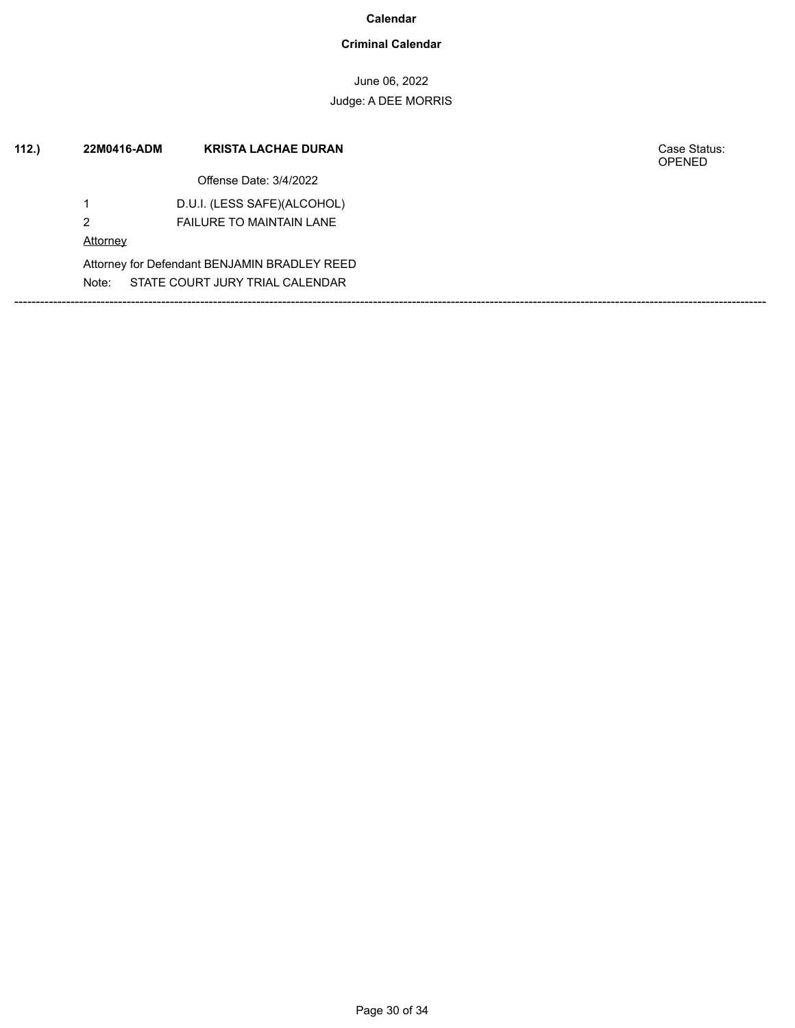**Calendar**

**Criminal Calendar**

June 06, 2022

Judge: A DEE MORRIS

**112.)** **22M0416-ADM** **KRISTA LACHAE DURAN** Case Status: OPENED

Offense Date: 3/4/2022

1 D.U.I. (LESS SAFE)(ALCOHOL)

2 FAILURE TO MAINTAIN LANE

Attorney

Attorney for Defendant BENJAMIN BRADLEY REED

Note: STATE COURT JURY TRIAL CALENDAR

---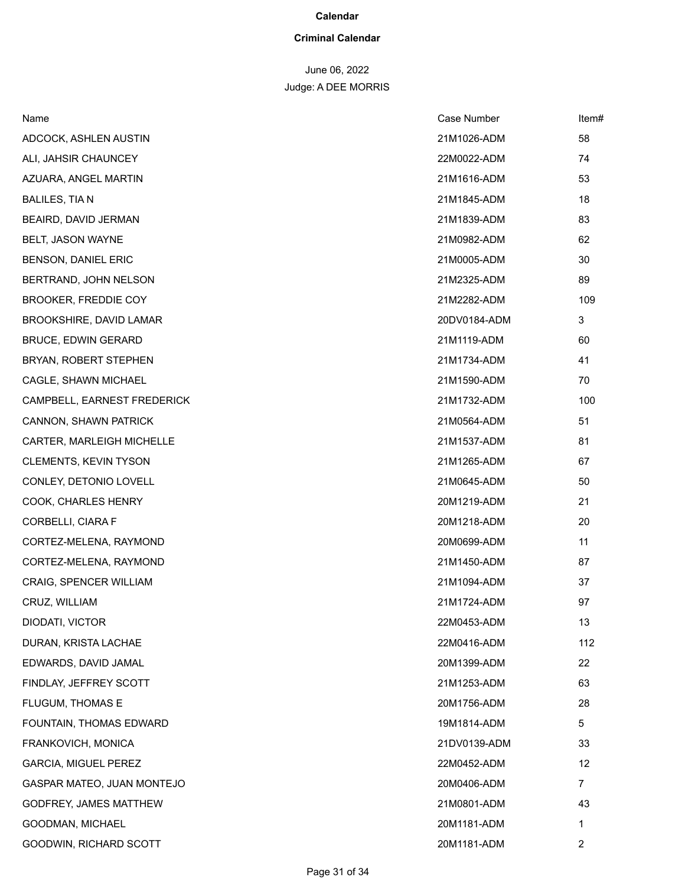**Calendar**

**Criminal Calendar**

June 06, 2022

Judge: A DEE MORRIS

| Name | Case Number | Item# |
|---|---|---|
| ADCOCK, ASHLEN AUSTIN | 21M1026-ADM | 58 |
| ALI, JAHSIR CHAUNCEY | 22M0022-ADM | 74 |
| AZUARA, ANGEL MARTIN | 21M1616-ADM | 53 |
| BALILES, TIA N | 21M1845-ADM | 18 |
| BEAIRD, DAVID JERMAN | 21M1839-ADM | 83 |
| BELT, JASON WAYNE | 21M0982-ADM | 62 |
| BENSON, DANIEL ERIC | 21M0005-ADM | 30 |
| BERTRAND, JOHN NELSON | 21M2325-ADM | 89 |
| BROOKER, FREDDIE COY | 21M2282-ADM | 109 |
| BROOKSHIRE, DAVID LAMAR | 20DV0184-ADM | 3 |
| BRUCE, EDWIN GERARD | 21M1119-ADM | 60 |
| BRYAN, ROBERT STEPHEN | 21M1734-ADM | 41 |
| CAGLE, SHAWN MICHAEL | 21M1590-ADM | 70 |
| CAMPBELL, EARNEST FREDERICK | 21M1732-ADM | 100 |
| CANNON, SHAWN PATRICK | 21M0564-ADM | 51 |
| CARTER, MARLEIGH MICHELLE | 21M1537-ADM | 81 |
| CLEMENTS, KEVIN TYSON | 21M1265-ADM | 67 |
| CONLEY, DETONIO LOVELL | 21M0645-ADM | 50 |
| COOK, CHARLES HENRY | 20M1219-ADM | 21 |
| CORBELLI, CIARA F | 20M1218-ADM | 20 |
| CORTEZ-MELENA, RAYMOND | 20M0699-ADM | 11 |
| CORTEZ-MELENA, RAYMOND | 21M1450-ADM | 87 |
| CRAIG, SPENCER WILLIAM | 21M1094-ADM | 37 |
| CRUZ, WILLIAM | 21M1724-ADM | 97 |
| DIODATI, VICTOR | 22M0453-ADM | 13 |
| DURAN, KRISTA LACHAE | 22M0416-ADM | 112 |
| EDWARDS, DAVID JAMAL | 20M1399-ADM | 22 |
| FINDLAY, JEFFREY SCOTT | 21M1253-ADM | 63 |
| FLUGUM, THOMAS E | 20M1756-ADM | 28 |
| FOUNTAIN, THOMAS EDWARD | 19M1814-ADM | 5 |
| FRANKOVICH, MONICA | 21DV0139-ADM | 33 |
| GARCIA, MIGUEL PEREZ | 22M0452-ADM | 12 |
| GASPAR MATEO, JUAN MONTEJO | 20M0406-ADM | 7 |
| GODFREY, JAMES MATTHEW | 21M0801-ADM | 43 |
| GOODMAN, MICHAEL | 20M1181-ADM | 1 |
| GOODWIN, RICHARD SCOTT | 20M1181-ADM | 2 |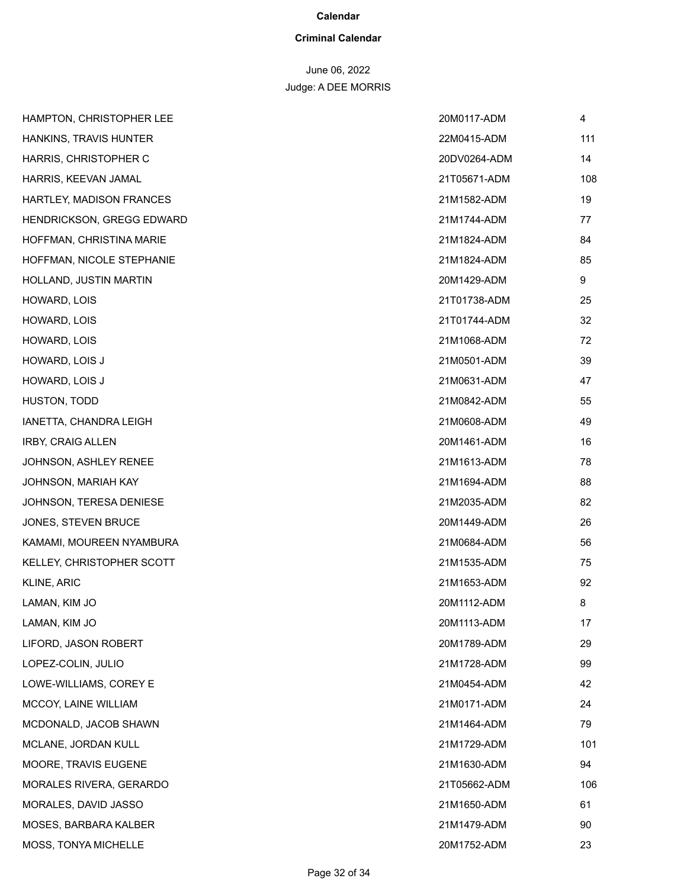**Calendar**

**Criminal Calendar**

June 06, 2022

Judge: A DEE MORRIS

| | | |
|---|---|---|
| HAMPTON, CHRISTOPHER LEE | 20M0117-ADM | 4 |
| HANKINS, TRAVIS HUNTER | 22M0415-ADM | 111 |
| HARRIS, CHRISTOPHER C | 20DV0264-ADM | 14 |
| HARRIS, KEEVAN JAMAL | 21T05671-ADM | 108 |
| HARTLEY, MADISON FRANCES | 21M1582-ADM | 19 |
| HENDRICKSON, GREGG EDWARD | 21M1744-ADM | 77 |
| HOFFMAN, CHRISTINA MARIE | 21M1824-ADM | 84 |
| HOFFMAN, NICOLE STEPHANIE | 21M1824-ADM | 85 |
| HOLLAND, JUSTIN MARTIN | 20M1429-ADM | 9 |
| HOWARD, LOIS | 21T01738-ADM | 25 |
| HOWARD, LOIS | 21T01744-ADM | 32 |
| HOWARD, LOIS | 21M1068-ADM | 72 |
| HOWARD, LOIS J | 21M0501-ADM | 39 |
| HOWARD, LOIS J | 21M0631-ADM | 47 |
| HUSTON, TODD | 21M0842-ADM | 55 |
| IANETTA, CHANDRA LEIGH | 21M0608-ADM | 49 |
| IRBY, CRAIG ALLEN | 20M1461-ADM | 16 |
| JOHNSON, ASHLEY RENEE | 21M1613-ADM | 78 |
| JOHNSON, MARIAH KAY | 21M1694-ADM | 88 |
| JOHNSON, TERESA DENIESE | 21M2035-ADM | 82 |
| JONES, STEVEN BRUCE | 20M1449-ADM | 26 |
| KAMAMI, MOUREEN NYAMBURA | 21M0684-ADM | 56 |
| KELLEY, CHRISTOPHER SCOTT | 21M1535-ADM | 75 |
| KLINE, ARIC | 21M1653-ADM | 92 |
| LAMAN, KIM JO | 20M1112-ADM | 8 |
| LAMAN, KIM JO | 20M1113-ADM | 17 |
| LIFORD, JASON ROBERT | 20M1789-ADM | 29 |
| LOPEZ-COLIN, JULIO | 21M1728-ADM | 99 |
| LOWE-WILLIAMS, COREY E | 21M0454-ADM | 42 |
| MCCOY, LAINE WILLIAM | 21M0171-ADM | 24 |
| MCDONALD, JACOB SHAWN | 21M1464-ADM | 79 |
| MCLANE, JORDAN KULL | 21M1729-ADM | 101 |
| MOORE, TRAVIS EUGENE | 21M1630-ADM | 94 |
| MORALES RIVERA, GERARDO | 21T05662-ADM | 106 |
| MORALES, DAVID JASSO | 21M1650-ADM | 61 |
| MOSES, BARBARA KALBER | 21M1479-ADM | 90 |
| MOSS, TONYA MICHELLE | 20M1752-ADM | 23 |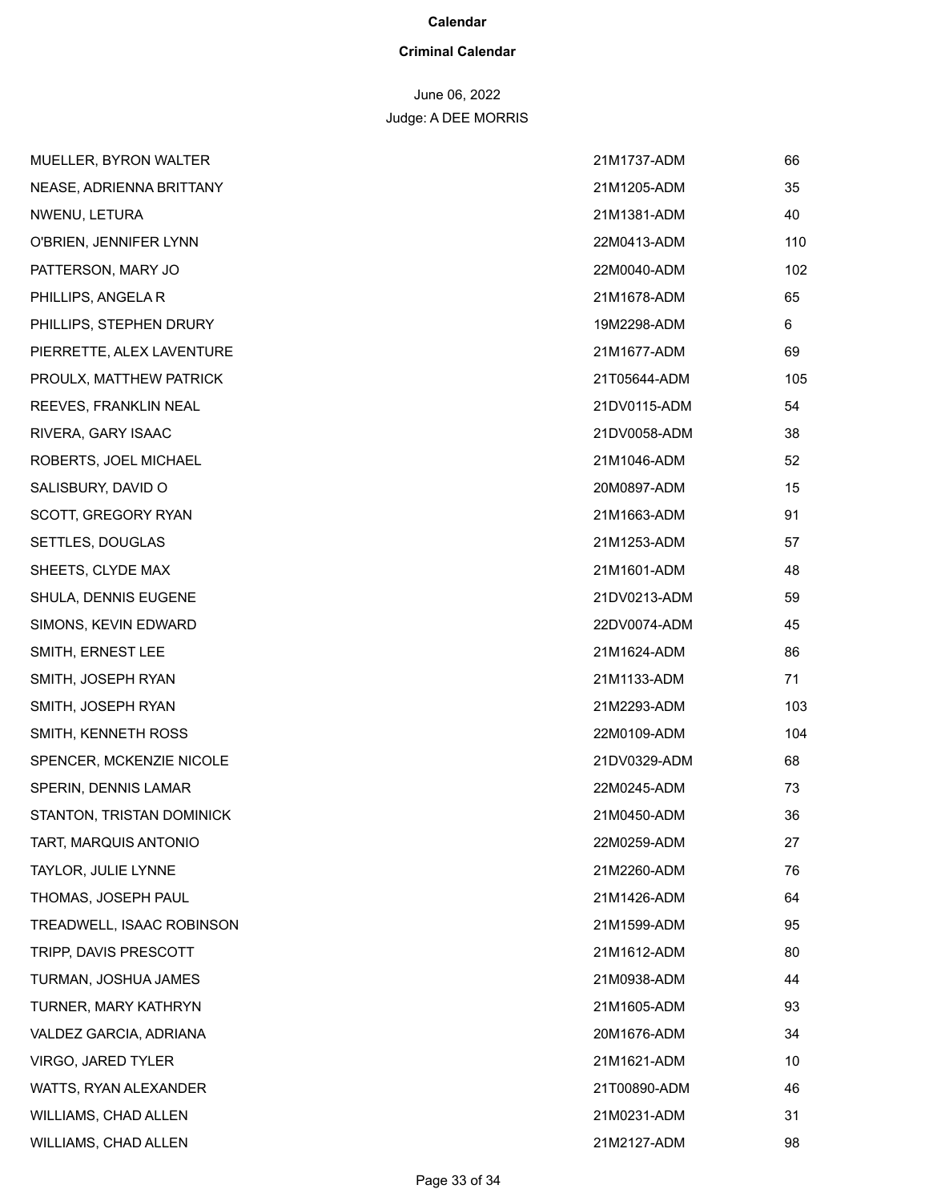**Calendar**

**Criminal Calendar**

June 06, 2022

Judge: A DEE MORRIS

| | | |
|---|---|---|
| MUELLER, BYRON WALTER | 21M1737-ADM | 66 |
| NEASE, ADRIENNA BRITTANY | 21M1205-ADM | 35 |
| NWENU, LETURA | 21M1381-ADM | 40 |
| O'BRIEN, JENNIFER LYNN | 22M0413-ADM | 110 |
| PATTERSON, MARY JO | 22M0040-ADM | 102 |
| PHILLIPS, ANGELA R | 21M1678-ADM | 65 |
| PHILLIPS, STEPHEN DRURY | 19M2298-ADM | 6 |
| PIERRETTE, ALEX LAVENTURE | 21M1677-ADM | 69 |
| PROULX, MATTHEW PATRICK | 21T05644-ADM | 105 |
| REEVES, FRANKLIN NEAL | 21DV0115-ADM | 54 |
| RIVERA, GARY ISAAC | 21DV0058-ADM | 38 |
| ROBERTS, JOEL MICHAEL | 21M1046-ADM | 52 |
| SALISBURY, DAVID O | 20M0897-ADM | 15 |
| SCOTT, GREGORY RYAN | 21M1663-ADM | 91 |
| SETTLES, DOUGLAS | 21M1253-ADM | 57 |
| SHEETS, CLYDE MAX | 21M1601-ADM | 48 |
| SHULA, DENNIS EUGENE | 21DV0213-ADM | 59 |
| SIMONS, KEVIN EDWARD | 22DV0074-ADM | 45 |
| SMITH, ERNEST LEE | 21M1624-ADM | 86 |
| SMITH, JOSEPH RYAN | 21M1133-ADM | 71 |
| SMITH, JOSEPH RYAN | 21M2293-ADM | 103 |
| SMITH, KENNETH ROSS | 22M0109-ADM | 104 |
| SPENCER, MCKENZIE NICOLE | 21DV0329-ADM | 68 |
| SPERIN, DENNIS LAMAR | 22M0245-ADM | 73 |
| STANTON, TRISTAN DOMINICK | 21M0450-ADM | 36 |
| TART, MARQUIS ANTONIO | 22M0259-ADM | 27 |
| TAYLOR, JULIE LYNNE | 21M2260-ADM | 76 |
| THOMAS, JOSEPH PAUL | 21M1426-ADM | 64 |
| TREADWELL, ISAAC ROBINSON | 21M1599-ADM | 95 |
| TRIPP, DAVIS PRESCOTT | 21M1612-ADM | 80 |
| TURMAN, JOSHUA JAMES | 21M0938-ADM | 44 |
| TURNER, MARY KATHRYN | 21M1605-ADM | 93 |
| VALDEZ GARCIA, ADRIANA | 20M1676-ADM | 34 |
| VIRGO, JARED TYLER | 21M1621-ADM | 10 |
| WATTS, RYAN ALEXANDER | 21T00890-ADM | 46 |
| WILLIAMS, CHAD ALLEN | 21M0231-ADM | 31 |
| WILLIAMS, CHAD ALLEN | 21M2127-ADM | 98 |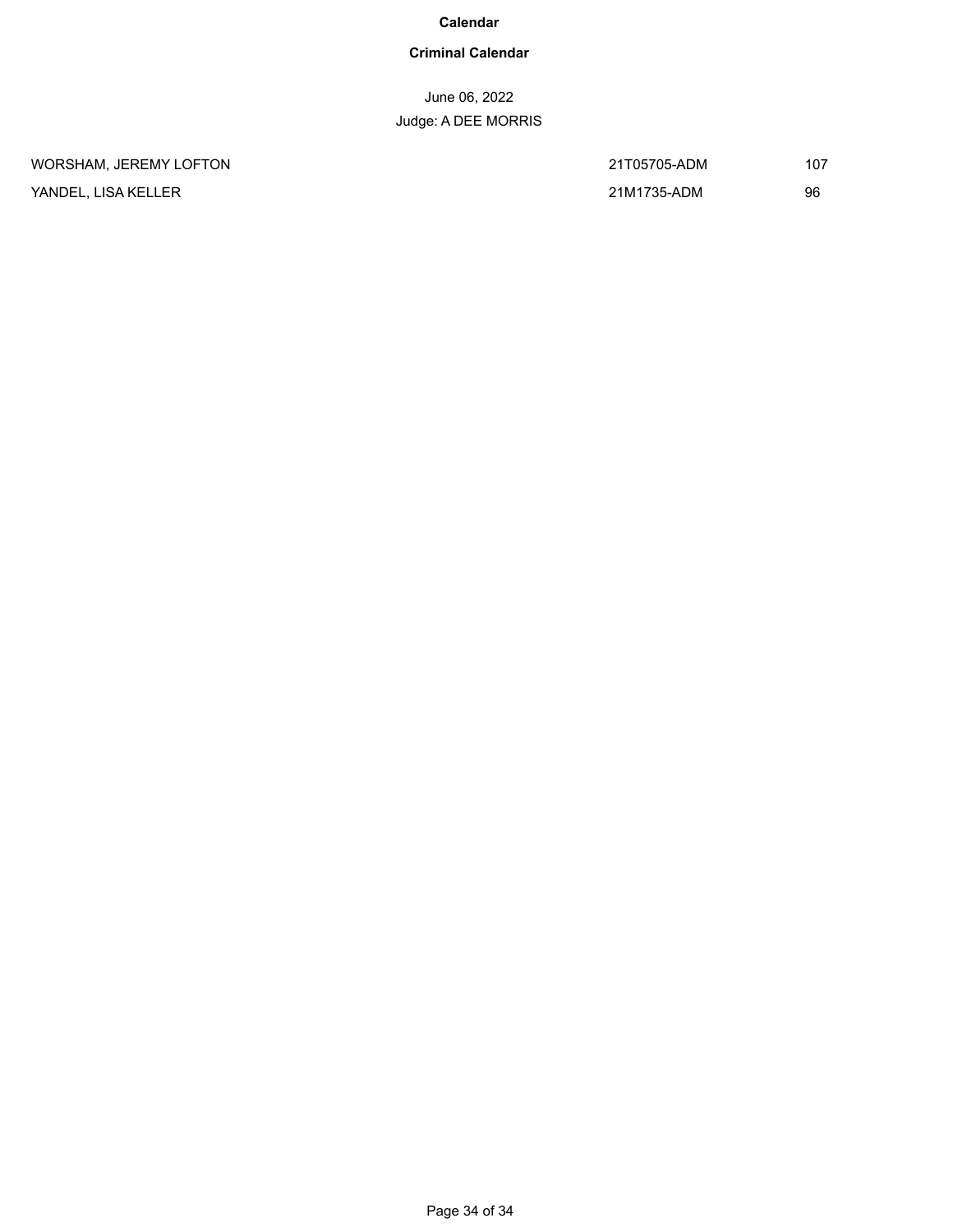**Calendar**

**Criminal Calendar**

June 06, 2022

Judge: A DEE MORRIS

| | | |
|---|---|---|
| WORSHAM, JEREMY LOFTON | 21T05705-ADM | 107 |
| YANDEL, LISA KELLER | 21M1735-ADM | 96 |